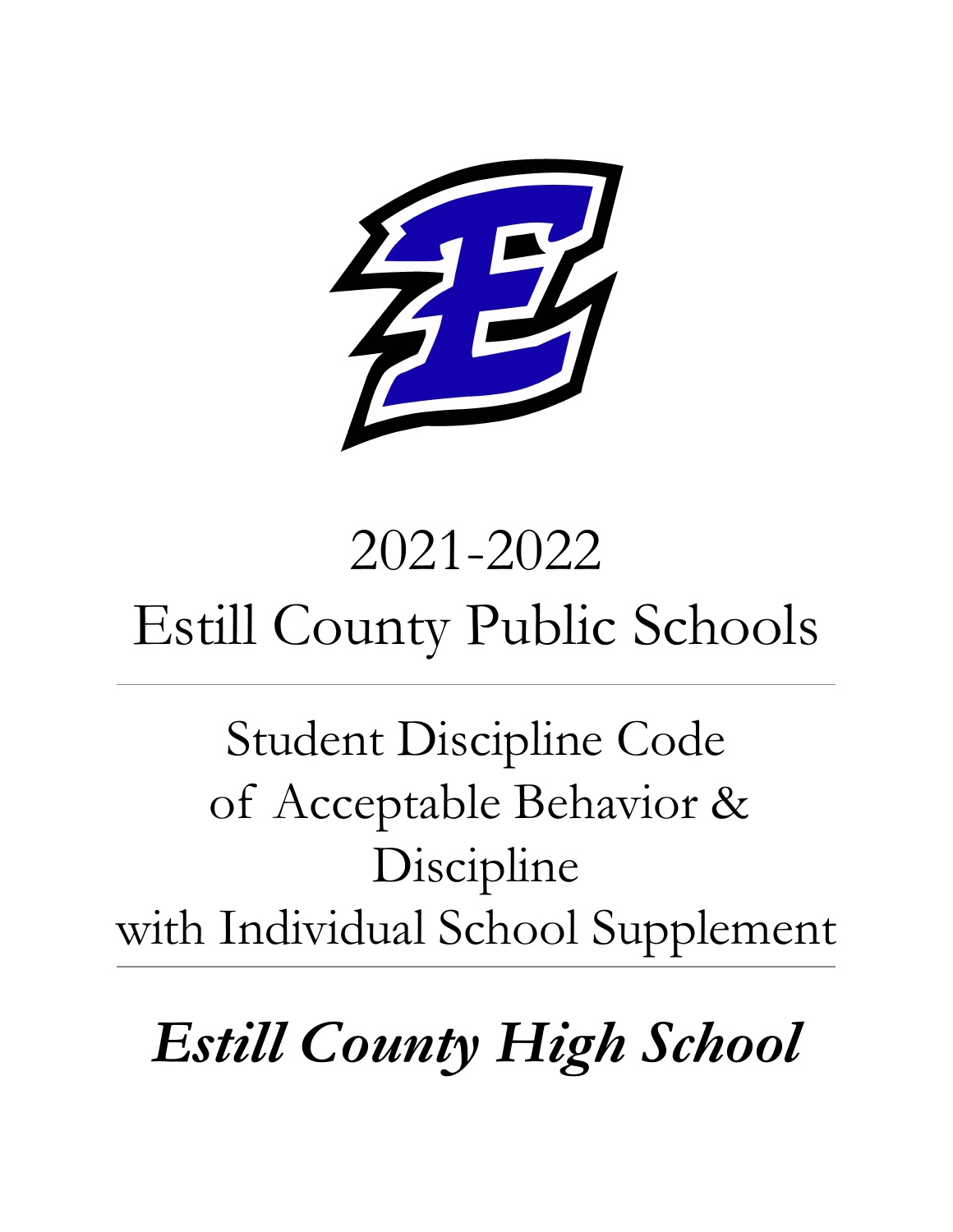# 2021-2022
# Estill County Public Schools

---

## Student Discipline Code of Acceptable Behavior & Discipline with Individual School Supplement

---

# *Estill County High School*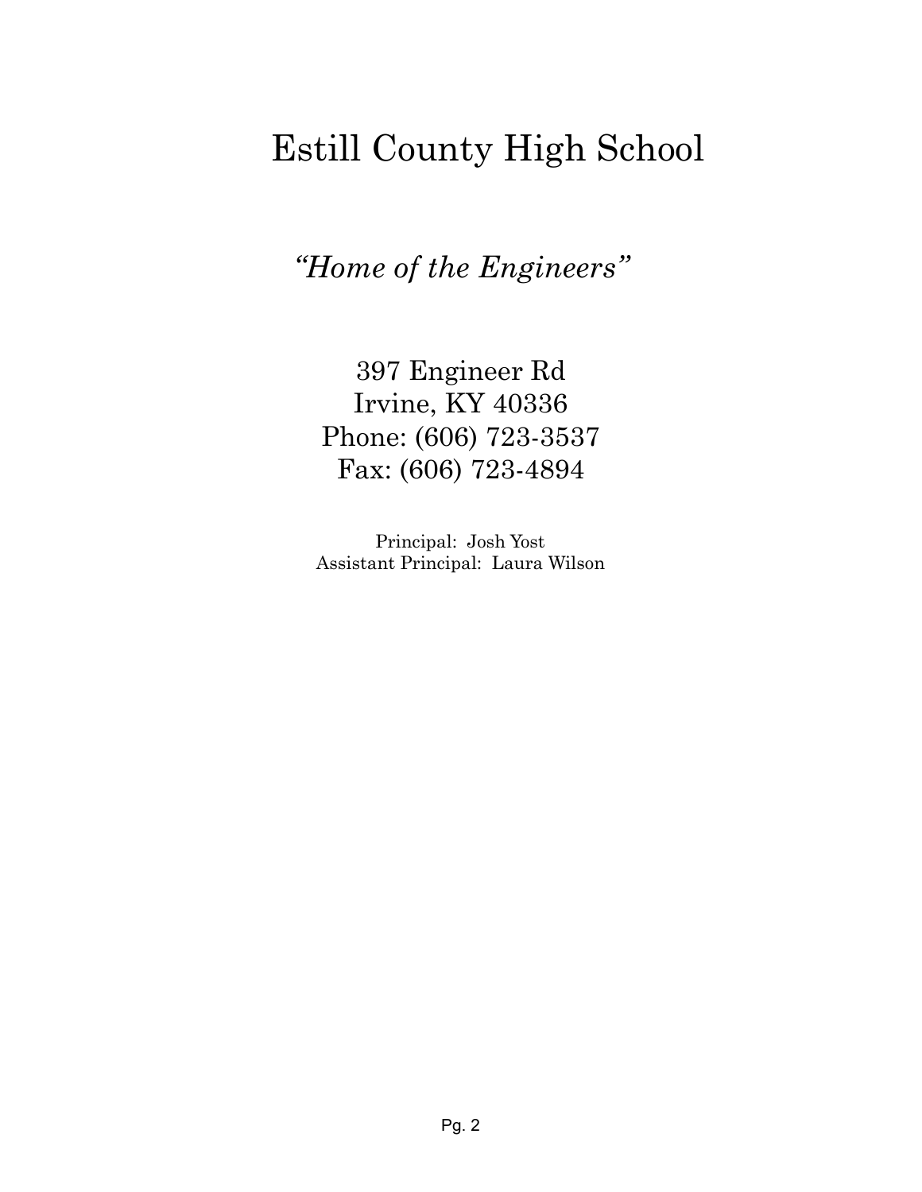# Estill County High School

*"Home of the Engineers"*

397 Engineer Rd
Irvine, KY 40336
Phone: (606) 723-3537
Fax: (606) 723-4894

Principal: Josh Yost
Assistant Principal: Laura Wilson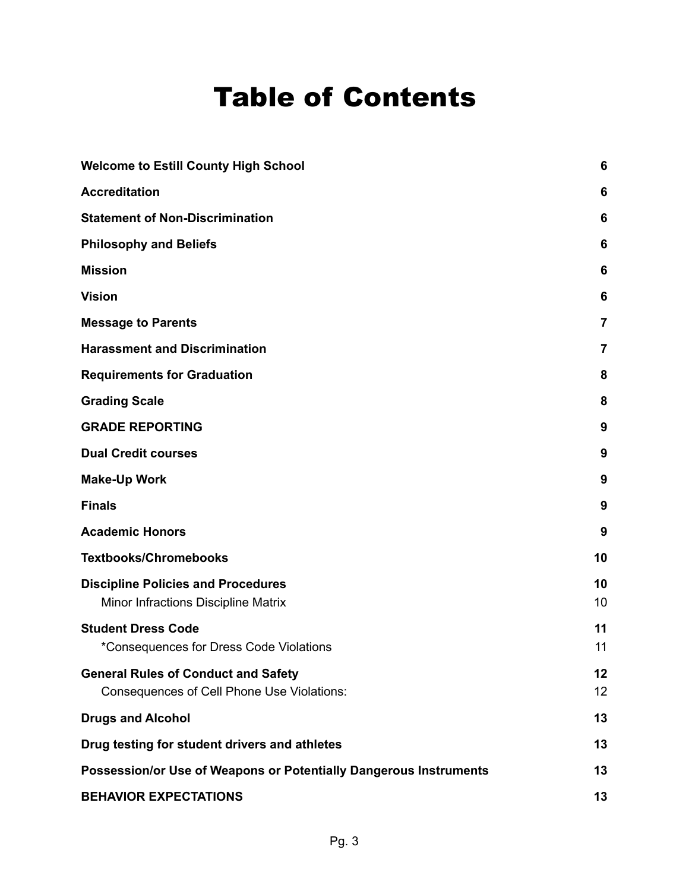# Table of Contents

| | |
|---|---|
| **Welcome to Estill County High School** | **6** |
| **Accreditation** | **6** |
| **Statement of Non-Discrimination** | **6** |
| **Philosophy and Beliefs** | **6** |
| **Mission** | **6** |
| **Vision** | **6** |
| **Message to Parents** | **7** |
| **Harassment and Discrimination** | **7** |
| **Requirements for Graduation** | **8** |
| **Grading Scale** | **8** |
| **GRADE REPORTING** | **9** |
| **Dual Credit courses** | **9** |
| **Make-Up Work** | **9** |
| **Finals** | **9** |
| **Academic Honors** | **9** |
| **Textbooks/Chromebooks** | **10** |
| **Discipline Policies and Procedures** | **10** |
| Minor Infractions Discipline Matrix | 10 |
| **Student Dress Code** | **11** |
| *Consequences for Dress Code Violations | 11 |
| **General Rules of Conduct and Safety** | **12** |
| Consequences of Cell Phone Use Violations: | 12 |
| **Drugs and Alcohol** | **13** |
| **Drug testing for student drivers and athletes** | **13** |
| **Possession/or Use of Weapons or Potentially Dangerous Instruments** | **13** |
| **BEHAVIOR EXPECTATIONS** | **13** |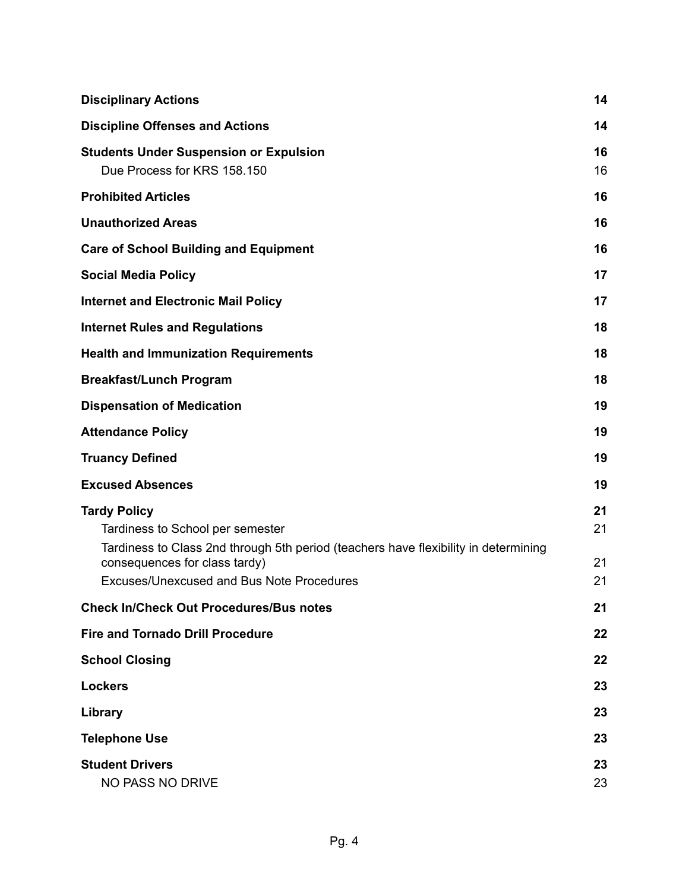| | |
|---|---|
| **Disciplinary Actions** | **14** |
| **Discipline Offenses and Actions** | **14** |
| **Students Under Suspension or Expulsion** | **16** |
| Due Process for KRS 158.150 | 16 |
| **Prohibited Articles** | **16** |
| **Unauthorized Areas** | **16** |
| **Care of School Building and Equipment** | **16** |
| **Social Media Policy** | **17** |
| **Internet and Electronic Mail Policy** | **17** |
| **Internet Rules and Regulations** | **18** |
| **Health and Immunization Requirements** | **18** |
| **Breakfast/Lunch Program** | **18** |
| **Dispensation of Medication** | **19** |
| **Attendance Policy** | **19** |
| **Truancy Defined** | **19** |
| **Excused Absences** | **19** |
| **Tardy Policy** | **21** |
| Tardiness to School per semester | 21 |
| Tardiness to Class 2nd through 5th period (teachers have flexibility in determining consequences for class tardy) | 21 |
| Excuses/Unexcused and Bus Note Procedures | 21 |
| **Check In/Check Out Procedures/Bus notes** | **21** |
| **Fire and Tornado Drill Procedure** | **22** |
| **School Closing** | **22** |
| **Lockers** | **23** |
| **Library** | **23** |
| **Telephone Use** | **23** |
| **Student Drivers** | **23** |
| NO PASS NO DRIVE | 23 |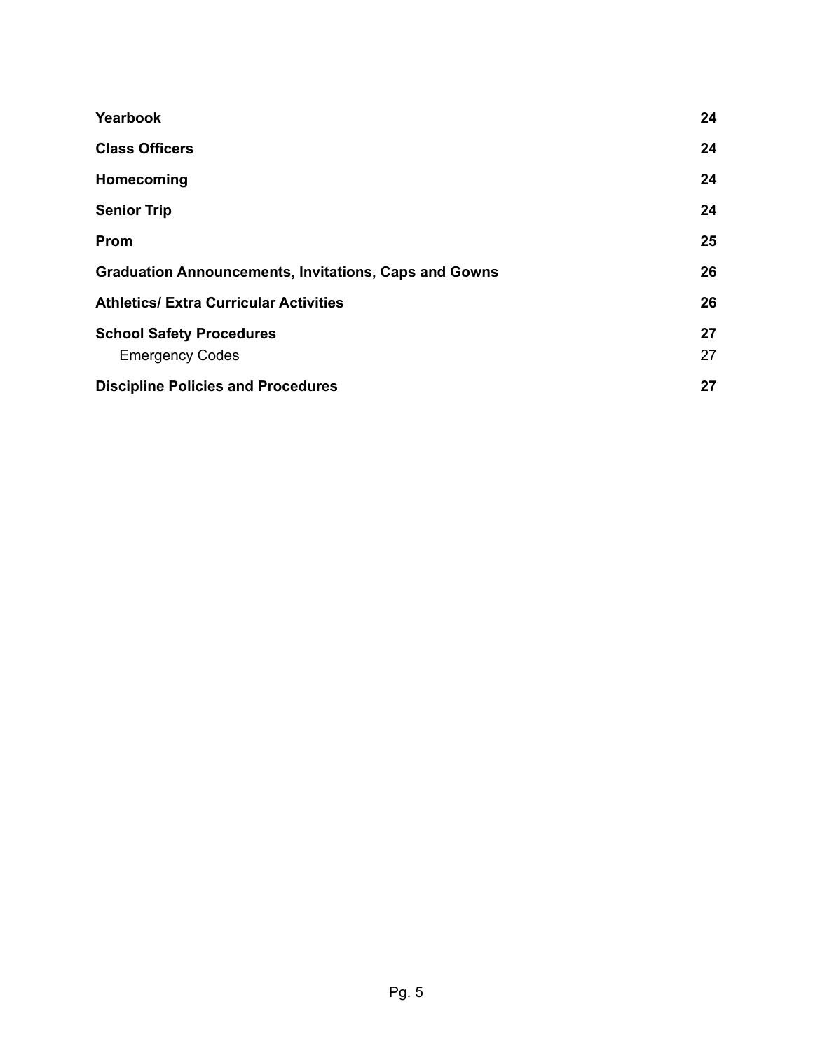| | |
|---|---|
| **Yearbook** | **24** |
| **Class Officers** | **24** |
| **Homecoming** | **24** |
| **Senior Trip** | **24** |
| **Prom** | **25** |
| **Graduation Announcements, Invitations, Caps and Gowns** | **26** |
| **Athletics/ Extra Curricular Activities** | **26** |
| **School Safety Procedures** | **27** |
| Emergency Codes | 27 |
| **Discipline Policies and Procedures** | **27** |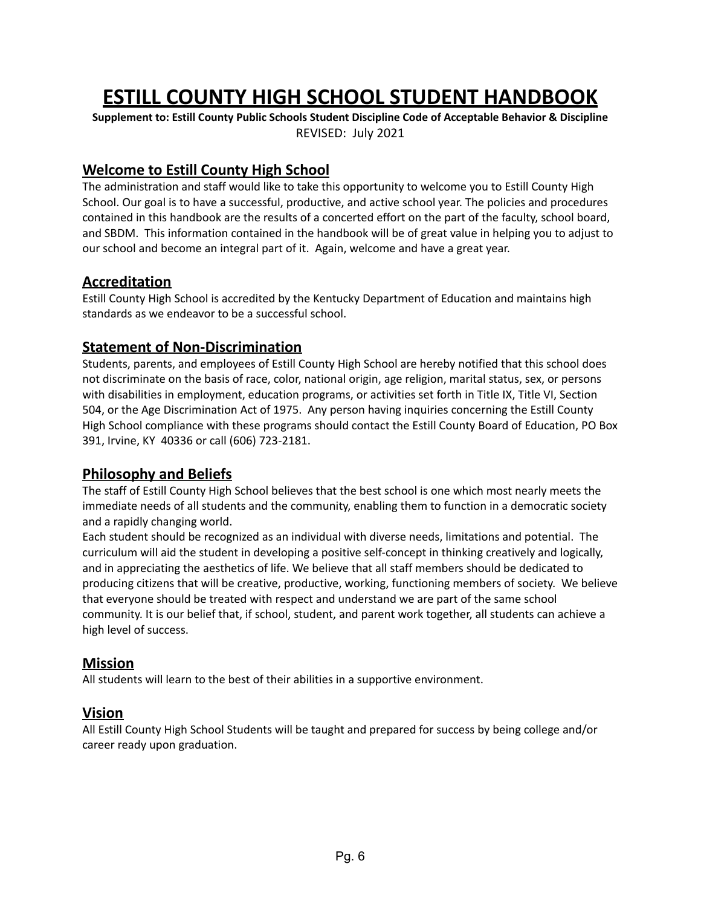# ESTILL COUNTY HIGH SCHOOL STUDENT HANDBOOK

**Supplement to: Estill County Public Schools Student Discipline Code of Acceptable Behavior & Discipline**

REVISED: July 2021

## Welcome to Estill County High School

The administration and staff would like to take this opportunity to welcome you to Estill County High School. Our goal is to have a successful, productive, and active school year. The policies and procedures contained in this handbook are the results of a concerted effort on the part of the faculty, school board, and SBDM. This information contained in the handbook will be of great value in helping you to adjust to our school and become an integral part of it. Again, welcome and have a great year.

## Accreditation

Estill County High School is accredited by the Kentucky Department of Education and maintains high standards as we endeavor to be a successful school.

## Statement of Non-Discrimination

Students, parents, and employees of Estill County High School are hereby notified that this school does not discriminate on the basis of race, color, national origin, age religion, marital status, sex, or persons with disabilities in employment, education programs, or activities set forth in Title IX, Title VI, Section 504, or the Age Discrimination Act of 1975. Any person having inquiries concerning the Estill County High School compliance with these programs should contact the Estill County Board of Education, PO Box 391, Irvine, KY 40336 or call (606) 723-2181.

## Philosophy and Beliefs

The staff of Estill County High School believes that the best school is one which most nearly meets the immediate needs of all students and the community, enabling them to function in a democratic society and a rapidly changing world.

Each student should be recognized as an individual with diverse needs, limitations and potential. The curriculum will aid the student in developing a positive self-concept in thinking creatively and logically, and in appreciating the aesthetics of life. We believe that all staff members should be dedicated to producing citizens that will be creative, productive, working, functioning members of society. We believe that everyone should be treated with respect and understand we are part of the same school community. It is our belief that, if school, student, and parent work together, all students can achieve a high level of success.

## Mission

All students will learn to the best of their abilities in a supportive environment.

## Vision

All Estill County High School Students will be taught and prepared for success by being college and/or career ready upon graduation.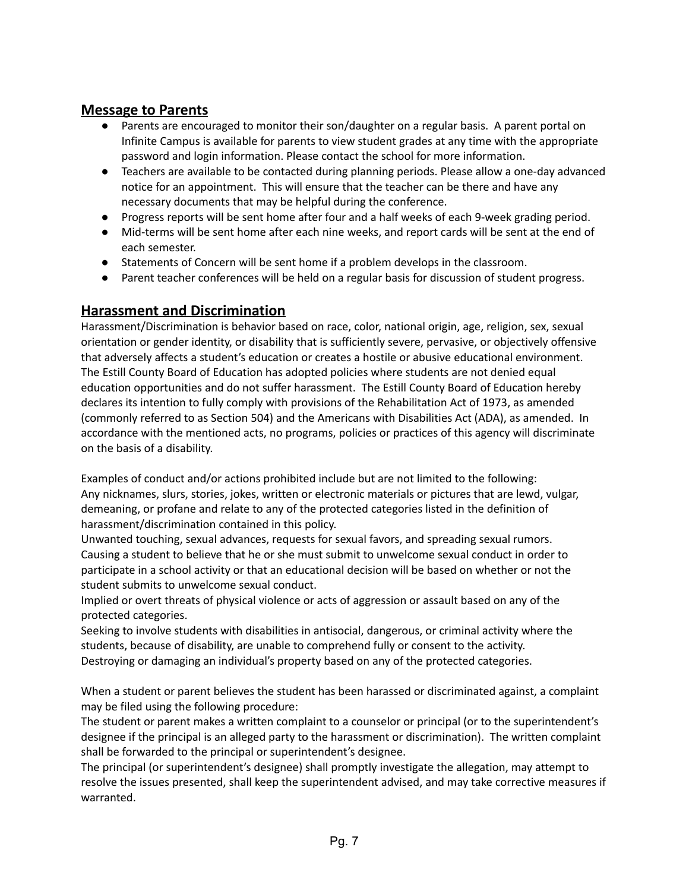## Message to Parents

- Parents are encouraged to monitor their son/daughter on a regular basis. A parent portal on Infinite Campus is available for parents to view student grades at any time with the appropriate password and login information. Please contact the school for more information.
- Teachers are available to be contacted during planning periods. Please allow a one-day advanced notice for an appointment. This will ensure that the teacher can be there and have any necessary documents that may be helpful during the conference.
- Progress reports will be sent home after four and a half weeks of each 9-week grading period.
- Mid-terms will be sent home after each nine weeks, and report cards will be sent at the end of each semester.
- Statements of Concern will be sent home if a problem develops in the classroom.
- Parent teacher conferences will be held on a regular basis for discussion of student progress.

## Harassment and Discrimination

Harassment/Discrimination is behavior based on race, color, national origin, age, religion, sex, sexual orientation or gender identity, or disability that is sufficiently severe, pervasive, or objectively offensive that adversely affects a student's education or creates a hostile or abusive educational environment. The Estill County Board of Education has adopted policies where students are not denied equal education opportunities and do not suffer harassment. The Estill County Board of Education hereby declares its intention to fully comply with provisions of the Rehabilitation Act of 1973, as amended (commonly referred to as Section 504) and the Americans with Disabilities Act (ADA), as amended. In accordance with the mentioned acts, no programs, policies or practices of this agency will discriminate on the basis of a disability.

Examples of conduct and/or actions prohibited include but are not limited to the following:
Any nicknames, slurs, stories, jokes, written or electronic materials or pictures that are lewd, vulgar, demeaning, or profane and relate to any of the protected categories listed in the definition of harassment/discrimination contained in this policy.
Unwanted touching, sexual advances, requests for sexual favors, and spreading sexual rumors.
Causing a student to believe that he or she must submit to unwelcome sexual conduct in order to participate in a school activity or that an educational decision will be based on whether or not the student submits to unwelcome sexual conduct.
Implied or overt threats of physical violence or acts of aggression or assault based on any of the protected categories.
Seeking to involve students with disabilities in antisocial, dangerous, or criminal activity where the students, because of disability, are unable to comprehend fully or consent to the activity.
Destroying or damaging an individual's property based on any of the protected categories.

When a student or parent believes the student has been harassed or discriminated against, a complaint may be filed using the following procedure:
The student or parent makes a written complaint to a counselor or principal (or to the superintendent's designee if the principal is an alleged party to the harassment or discrimination). The written complaint shall be forwarded to the principal or superintendent's designee.
The principal (or superintendent's designee) shall promptly investigate the allegation, may attempt to resolve the issues presented, shall keep the superintendent advised, and may take corrective measures if warranted.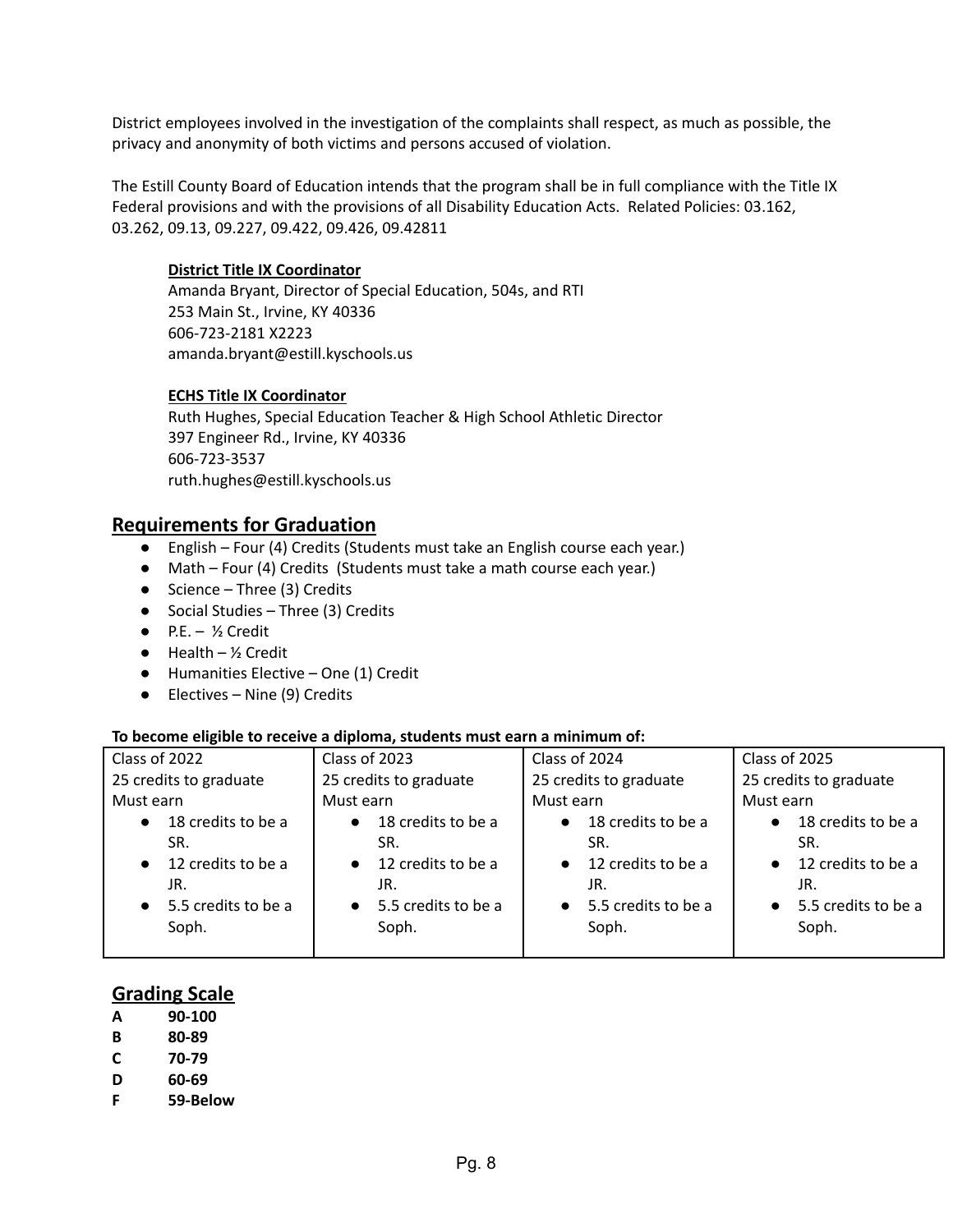District employees involved in the investigation of the complaints shall respect, as much as possible, the privacy and anonymity of both victims and persons accused of violation.

The Estill County Board of Education intends that the program shall be in full compliance with the Title IX Federal provisions and with the provisions of all Disability Education Acts. Related Policies: 03.162, 03.262, 09.13, 09.227, 09.422, 09.426, 09.42811

**District Title IX Coordinator**
Amanda Bryant, Director of Special Education, 504s, and RTI
253 Main St., Irvine, KY 40336
606-723-2181 X2223
amanda.bryant@estill.kyschools.us

**ECHS Title IX Coordinator**
Ruth Hughes, Special Education Teacher & High School Athletic Director
397 Engineer Rd., Irvine, KY 40336
606-723-3537
ruth.hughes@estill.kyschools.us

## Requirements for Graduation

- English – Four (4) Credits (Students must take an English course each year.)
- Math – Four (4) Credits (Students must take a math course each year.)
- Science – Three (3) Credits
- Social Studies – Three (3) Credits
- P.E. – ½ Credit
- Health – ½ Credit
- Humanities Elective – One (1) Credit
- Electives – Nine (9) Credits

**To become eligible to receive a diploma, students must earn a minimum of:**

| Class of 2022 | Class of 2023 | Class of 2024 | Class of 2025 |
|---|---|---|---|
| 25 credits to graduate<br>Must earn<br>• 18 credits to be a SR.<br>• 12 credits to be a JR.<br>• 5.5 credits to be a Soph. | 25 credits to graduate<br>Must earn<br>• 18 credits to be a SR.<br>• 12 credits to be a JR.<br>• 5.5 credits to be a Soph. | 25 credits to graduate<br>Must earn<br>• 18 credits to be a SR.<br>• 12 credits to be a JR.<br>• 5.5 credits to be a Soph. | 25 credits to graduate<br>Must earn<br>• 18 credits to be a SR.<br>• 12 credits to be a JR.<br>• 5.5 credits to be a Soph. |

## Grading Scale

| | |
|---|---|
| **A** | **90-100** |
| **B** | **80-89** |
| **C** | **70-79** |
| **D** | **60-69** |
| **F** | **59-Below** |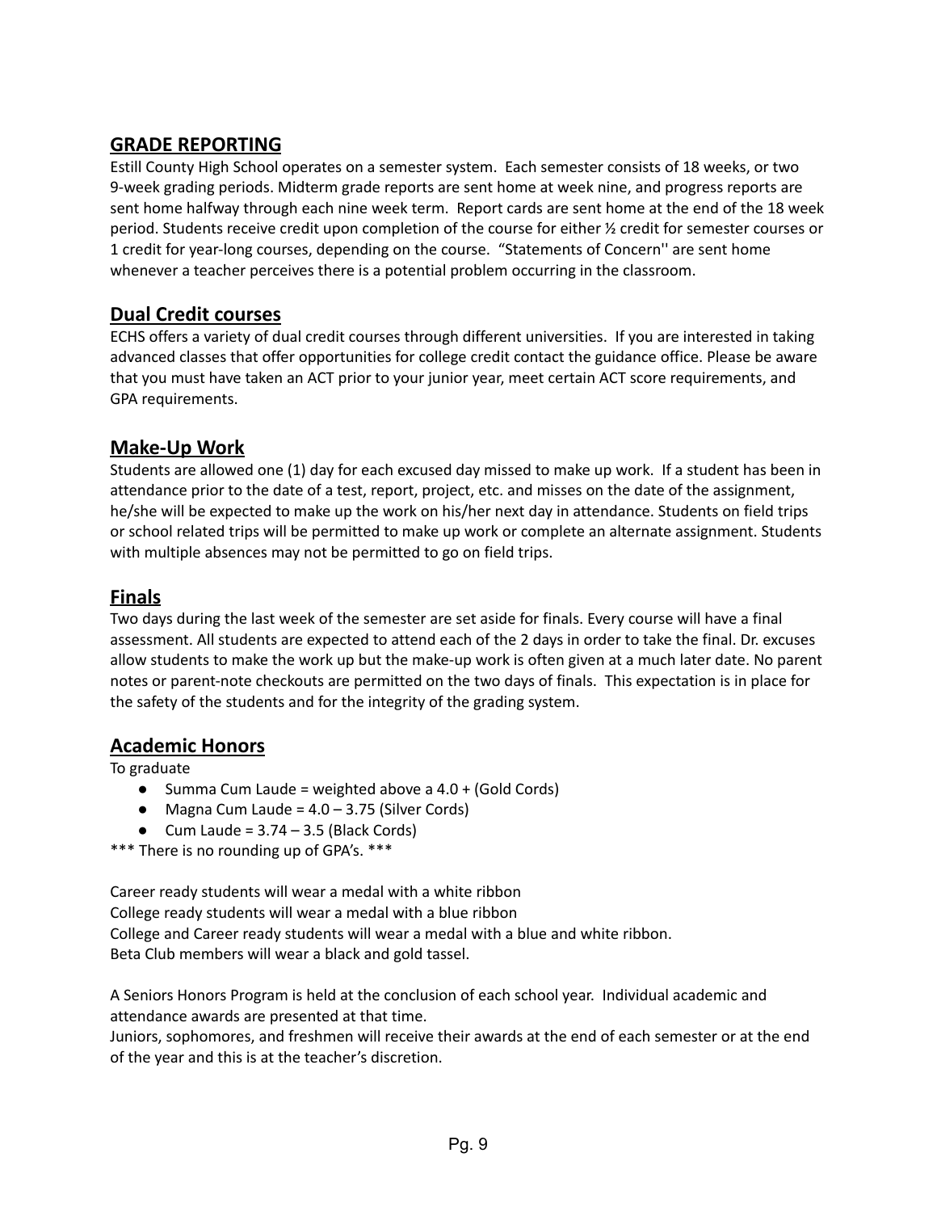## GRADE REPORTING

Estill County High School operates on a semester system. Each semester consists of 18 weeks, or two 9-week grading periods. Midterm grade reports are sent home at week nine, and progress reports are sent home halfway through each nine week term. Report cards are sent home at the end of the 18 week period. Students receive credit upon completion of the course for either ½ credit for semester courses or 1 credit for year-long courses, depending on the course. "Statements of Concern'' are sent home whenever a teacher perceives there is a potential problem occurring in the classroom.

## Dual Credit courses

ECHS offers a variety of dual credit courses through different universities. If you are interested in taking advanced classes that offer opportunities for college credit contact the guidance office. Please be aware that you must have taken an ACT prior to your junior year, meet certain ACT score requirements, and GPA requirements.

## Make-Up Work

Students are allowed one (1) day for each excused day missed to make up work. If a student has been in attendance prior to the date of a test, report, project, etc. and misses on the date of the assignment, he/she will be expected to make up the work on his/her next day in attendance. Students on field trips or school related trips will be permitted to make up work or complete an alternate assignment. Students with multiple absences may not be permitted to go on field trips.

## Finals

Two days during the last week of the semester are set aside for finals. Every course will have a final assessment. All students are expected to attend each of the 2 days in order to take the final. Dr. excuses allow students to make the work up but the make-up work is often given at a much later date. No parent notes or parent-note checkouts are permitted on the two days of finals. This expectation is in place for the safety of the students and for the integrity of the grading system.

## Academic Honors

To graduate

- Summa Cum Laude = weighted above a 4.0 + (Gold Cords)
- Magna Cum Laude = 4.0 – 3.75 (Silver Cords)
- Cum Laude = 3.74 – 3.5 (Black Cords)

*** There is no rounding up of GPA's. ***

Career ready students will wear a medal with a white ribbon
College ready students will wear a medal with a blue ribbon
College and Career ready students will wear a medal with a blue and white ribbon.
Beta Club members will wear a black and gold tassel.

A Seniors Honors Program is held at the conclusion of each school year. Individual academic and attendance awards are presented at that time.
Juniors, sophomores, and freshmen will receive their awards at the end of each semester or at the end of the year and this is at the teacher's discretion.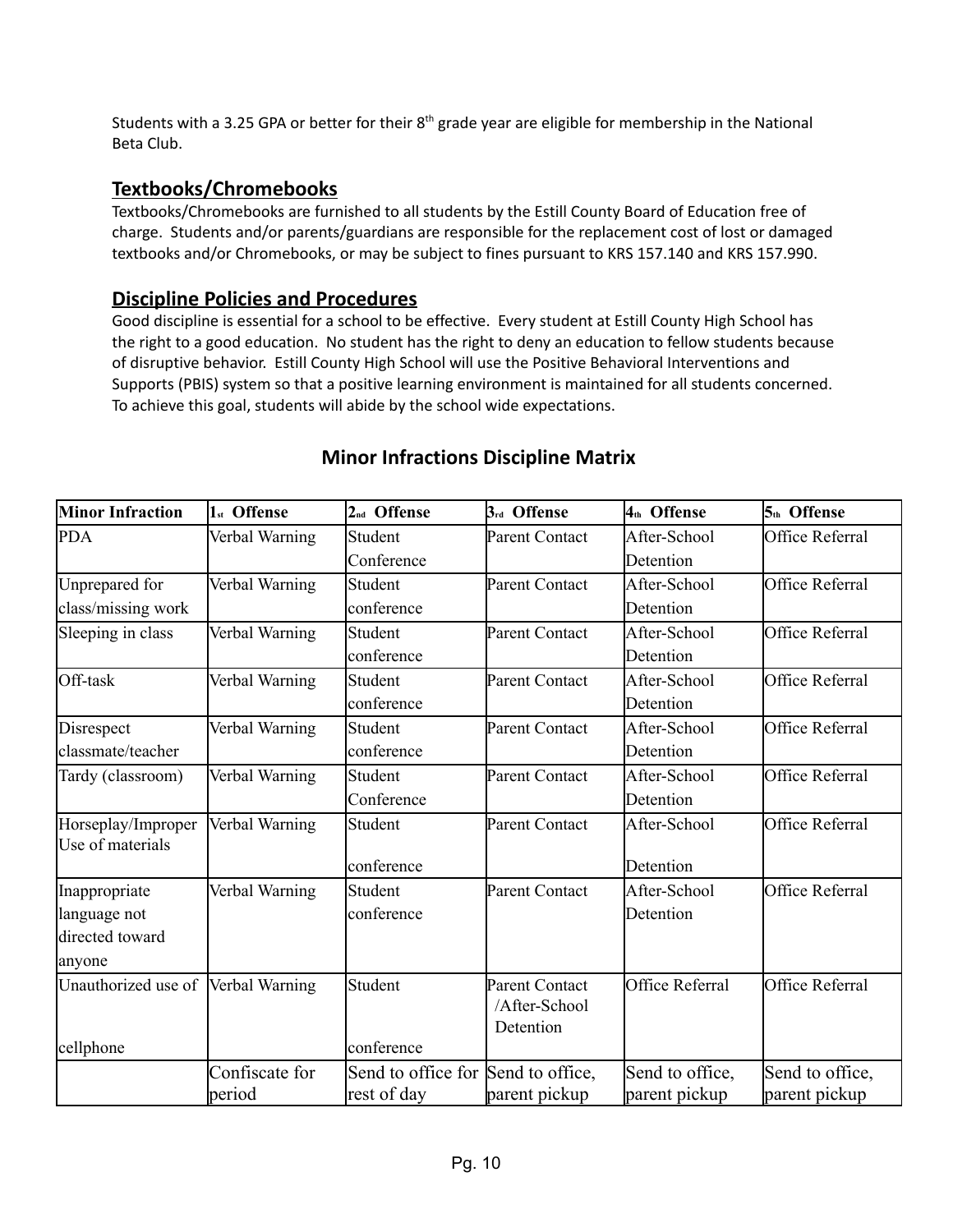Students with a 3.25 GPA or better for their 8th grade year are eligible for membership in the National Beta Club.

## Textbooks/Chromebooks

Textbooks/Chromebooks are furnished to all students by the Estill County Board of Education free of charge. Students and/or parents/guardians are responsible for the replacement cost of lost or damaged textbooks and/or Chromebooks, or may be subject to fines pursuant to KRS 157.140 and KRS 157.990.

## Discipline Policies and Procedures

Good discipline is essential for a school to be effective. Every student at Estill County High School has the right to a good education. No student has the right to deny an education to fellow students because of disruptive behavior. Estill County High School will use the Positive Behavioral Interventions and Supports (PBIS) system so that a positive learning environment is maintained for all students concerned. To achieve this goal, students will abide by the school wide expectations.

### Minor Infractions Discipline Matrix

| Minor Infraction | 1st Offense | 2nd Offense | 3rd Offense | 4th Offense | 5th Offense |
|---|---|---|---|---|---|
| PDA | Verbal Warning | Student Conference | Parent Contact | After-School Detention | Office Referral |
| Unprepared for class/missing work | Verbal Warning | Student conference | Parent Contact | After-School Detention | Office Referral |
| Sleeping in class | Verbal Warning | Student conference | Parent Contact | After-School Detention | Office Referral |
| Off-task | Verbal Warning | Student conference | Parent Contact | After-School Detention | Office Referral |
| Disrespect classmate/teacher | Verbal Warning | Student conference | Parent Contact | After-School Detention | Office Referral |
| Tardy (classroom) | Verbal Warning | Student Conference | Parent Contact | After-School Detention | Office Referral |
| Horseplay/Improper Use of materials | Verbal Warning | Student conference | Parent Contact | After-School Detention | Office Referral |
| Inappropriate language not directed toward anyone | Verbal Warning | Student conference | Parent Contact | After-School Detention | Office Referral |
| Unauthorized use of cellphone | Verbal Warning | Student conference | Parent Contact /After-School Detention | Office Referral | Office Referral |
| | Confiscate for period | Send to office for rest of day | Send to office, parent pickup | Send to office, parent pickup | Send to office, parent pickup |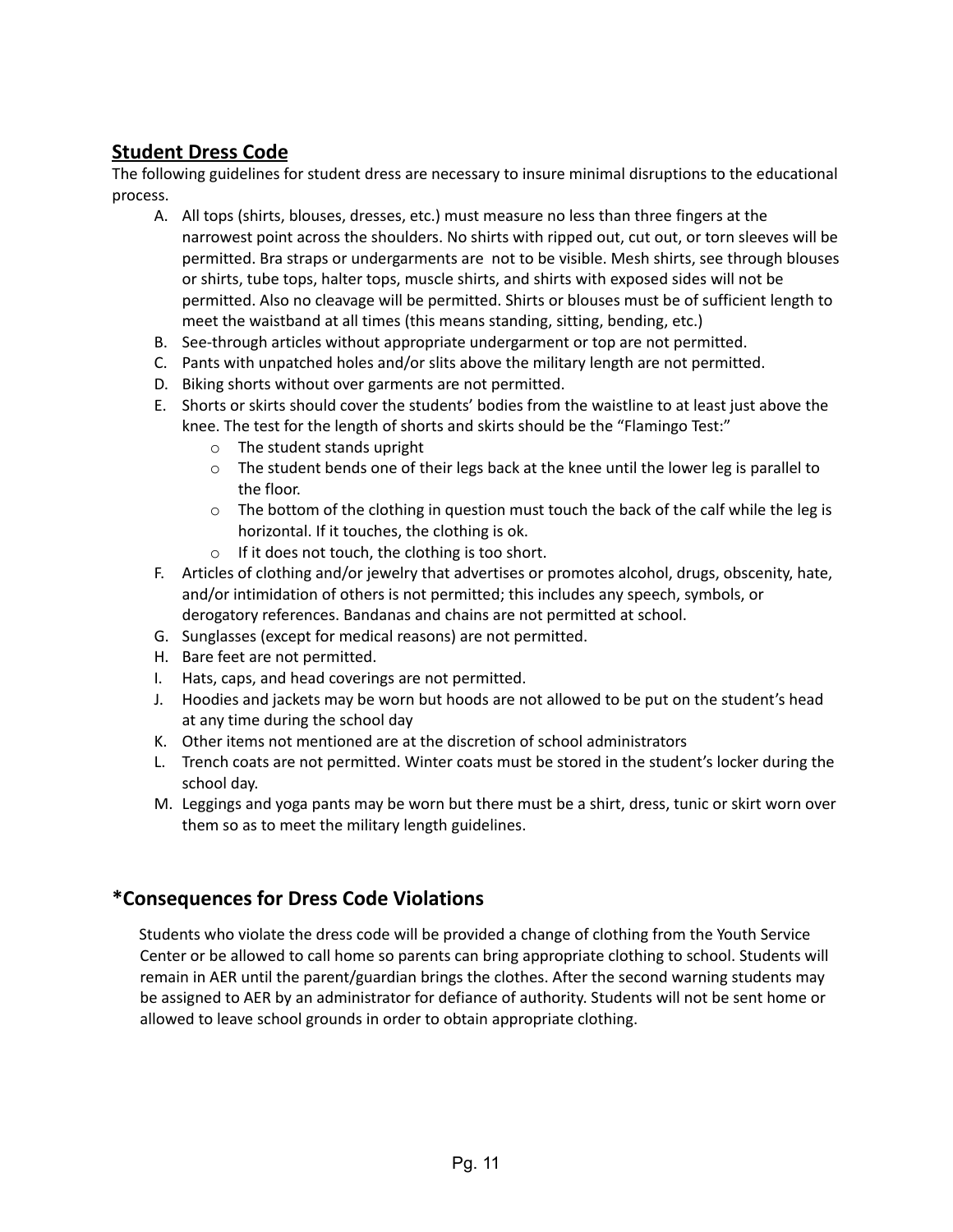## Student Dress Code

The following guidelines for student dress are necessary to insure minimal disruptions to the educational process.

A. All tops (shirts, blouses, dresses, etc.) must measure no less than three fingers at the narrowest point across the shoulders. No shirts with ripped out, cut out, or torn sleeves will be permitted. Bra straps or undergarments are not to be visible. Mesh shirts, see through blouses or shirts, tube tops, halter tops, muscle shirts, and shirts with exposed sides will not be permitted. Also no cleavage will be permitted. Shirts or blouses must be of sufficient length to meet the waistband at all times (this means standing, sitting, bending, etc.)
B. See-through articles without appropriate undergarment or top are not permitted.
C. Pants with unpatched holes and/or slits above the military length are not permitted.
D. Biking shorts without over garments are not permitted.
E. Shorts or skirts should cover the students' bodies from the waistline to at least just above the knee. The test for the length of shorts and skirts should be the "Flamingo Test:"
   - The student stands upright
   - The student bends one of their legs back at the knee until the lower leg is parallel to the floor.
   - The bottom of the clothing in question must touch the back of the calf while the leg is horizontal. If it touches, the clothing is ok.
   - If it does not touch, the clothing is too short.
F. Articles of clothing and/or jewelry that advertises or promotes alcohol, drugs, obscenity, hate, and/or intimidation of others is not permitted; this includes any speech, symbols, or derogatory references. Bandanas and chains are not permitted at school.
G. Sunglasses (except for medical reasons) are not permitted.
H. Bare feet are not permitted.
I. Hats, caps, and head coverings are not permitted.
J. Hoodies and jackets may be worn but hoods are not allowed to be put on the student's head at any time during the school day
K. Other items not mentioned are at the discretion of school administrators
L. Trench coats are not permitted. Winter coats must be stored in the student's locker during the school day.
M. Leggings and yoga pants may be worn but there must be a shirt, dress, tunic or skirt worn over them so as to meet the military length guidelines.

## *Consequences for Dress Code Violations

Students who violate the dress code will be provided a change of clothing from the Youth Service Center or be allowed to call home so parents can bring appropriate clothing to school. Students will remain in AER until the parent/guardian brings the clothes. After the second warning students may be assigned to AER by an administrator for defiance of authority. Students will not be sent home or allowed to leave school grounds in order to obtain appropriate clothing.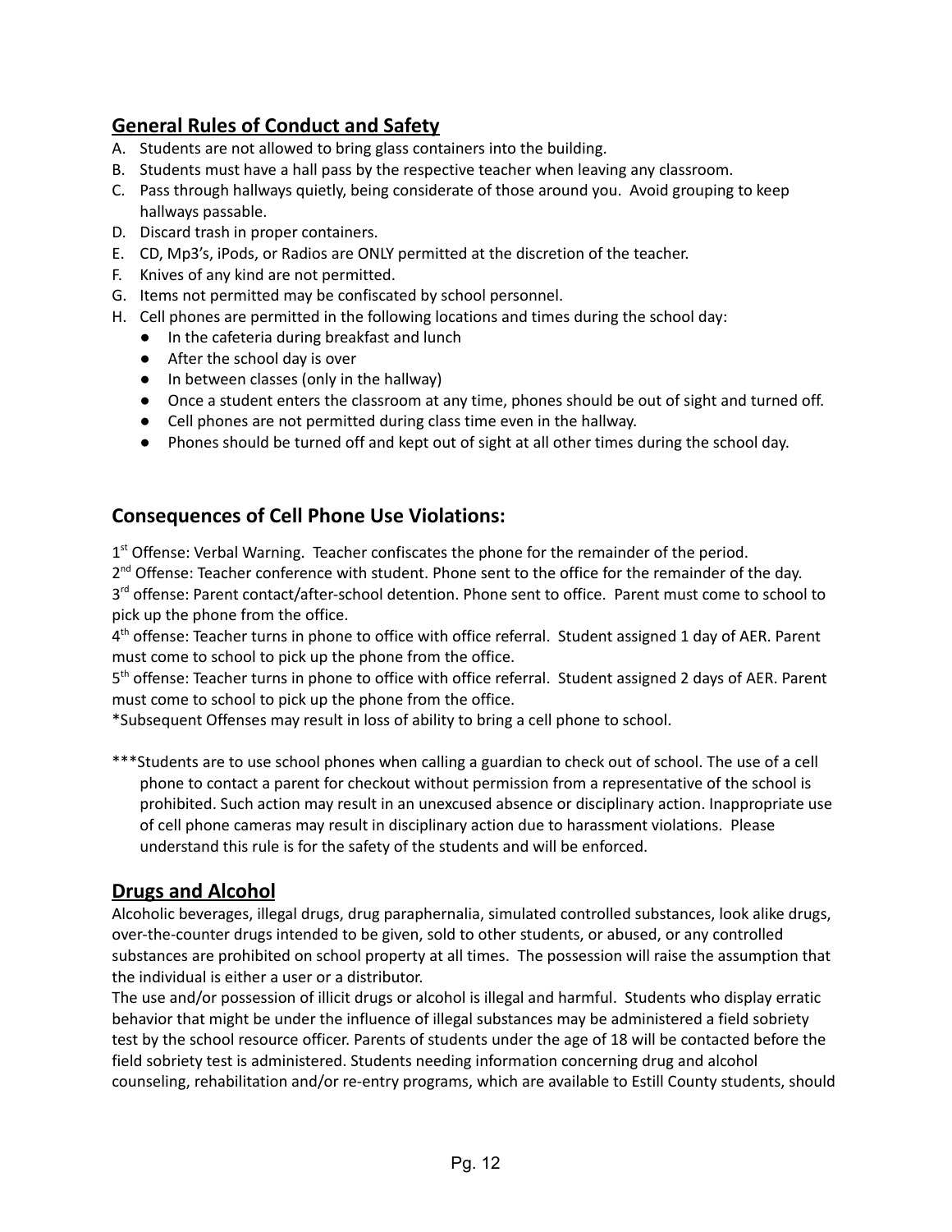## General Rules of Conduct and Safety

A. Students are not allowed to bring glass containers into the building.
B. Students must have a hall pass by the respective teacher when leaving any classroom.
C. Pass through hallways quietly, being considerate of those around you. Avoid grouping to keep hallways passable.
D. Discard trash in proper containers.
E. CD, Mp3's, iPods, or Radios are ONLY permitted at the discretion of the teacher.
F. Knives of any kind are not permitted.
G. Items not permitted may be confiscated by school personnel.
H. Cell phones are permitted in the following locations and times during the school day:
   - In the cafeteria during breakfast and lunch
   - After the school day is over
   - In between classes (only in the hallway)
   - Once a student enters the classroom at any time, phones should be out of sight and turned off.
   - Cell phones are not permitted during class time even in the hallway.
   - Phones should be turned off and kept out of sight at all other times during the school day.

## Consequences of Cell Phone Use Violations:

1st Offense: Verbal Warning. Teacher confiscates the phone for the remainder of the period.
2nd Offense: Teacher conference with student. Phone sent to the office for the remainder of the day.
3rd offense: Parent contact/after-school detention. Phone sent to office. Parent must come to school to pick up the phone from the office.
4th offense: Teacher turns in phone to office with office referral. Student assigned 1 day of AER. Parent must come to school to pick up the phone from the office.
5th offense: Teacher turns in phone to office with office referral. Student assigned 2 days of AER. Parent must come to school to pick up the phone from the office.
*Subsequent Offenses may result in loss of ability to bring a cell phone to school.

***Students are to use school phones when calling a guardian to check out of school. The use of a cell phone to contact a parent for checkout without permission from a representative of the school is prohibited. Such action may result in an unexcused absence or disciplinary action. Inappropriate use of cell phone cameras may result in disciplinary action due to harassment violations. Please understand this rule is for the safety of the students and will be enforced.

## Drugs and Alcohol

Alcoholic beverages, illegal drugs, drug paraphernalia, simulated controlled substances, look alike drugs, over-the-counter drugs intended to be given, sold to other students, or abused, or any controlled substances are prohibited on school property at all times. The possession will raise the assumption that the individual is either a user or a distributor.

The use and/or possession of illicit drugs or alcohol is illegal and harmful. Students who display erratic behavior that might be under the influence of illegal substances may be administered a field sobriety test by the school resource officer. Parents of students under the age of 18 will be contacted before the field sobriety test is administered. Students needing information concerning drug and alcohol counseling, rehabilitation and/or re-entry programs, which are available to Estill County students, should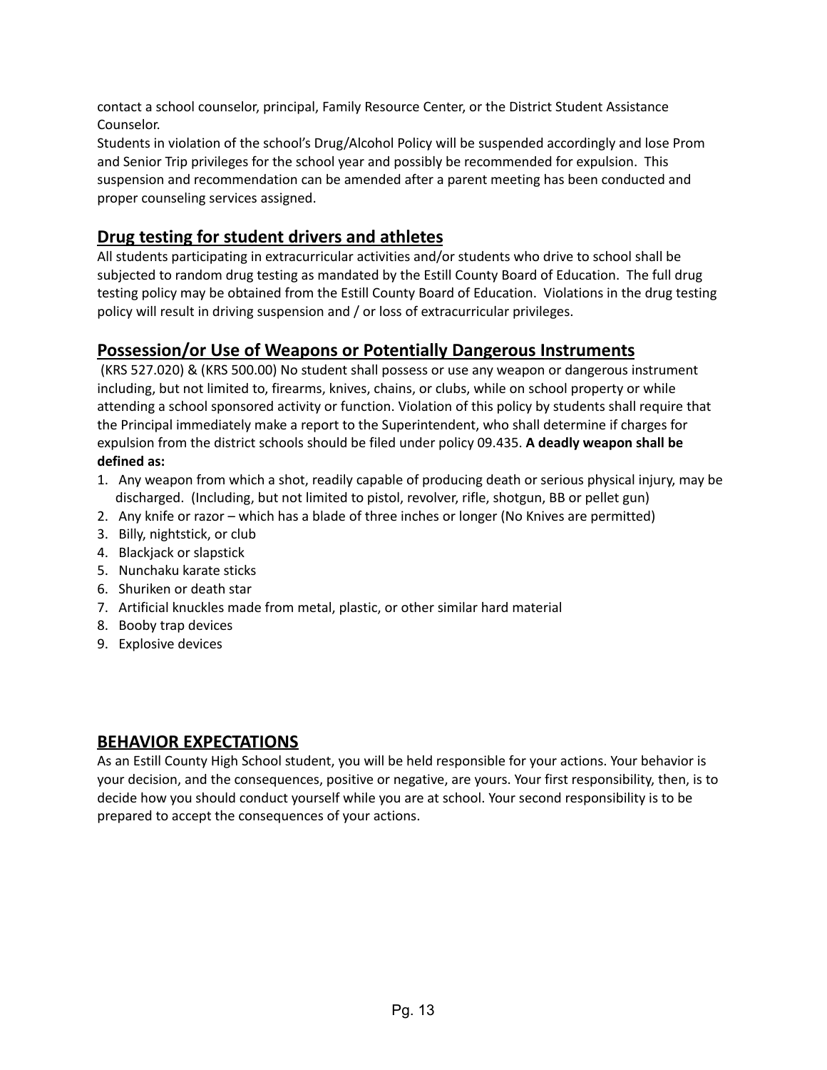contact a school counselor, principal, Family Resource Center, or the District Student Assistance Counselor.

Students in violation of the school's Drug/Alcohol Policy will be suspended accordingly and lose Prom and Senior Trip privileges for the school year and possibly be recommended for expulsion. This suspension and recommendation can be amended after a parent meeting has been conducted and proper counseling services assigned.

## Drug testing for student drivers and athletes

All students participating in extracurricular activities and/or students who drive to school shall be subjected to random drug testing as mandated by the Estill County Board of Education. The full drug testing policy may be obtained from the Estill County Board of Education. Violations in the drug testing policy will result in driving suspension and / or loss of extracurricular privileges.

## Possession/or Use of Weapons or Potentially Dangerous Instruments

(KRS 527.020) & (KRS 500.00) No student shall possess or use any weapon or dangerous instrument including, but not limited to, firearms, knives, chains, or clubs, while on school property or while attending a school sponsored activity or function. Violation of this policy by students shall require that the Principal immediately make a report to the Superintendent, who shall determine if charges for expulsion from the district schools should be filed under policy 09.435. **A deadly weapon shall be defined as:**

1. Any weapon from which a shot, readily capable of producing death or serious physical injury, may be discharged. (Including, but not limited to pistol, revolver, rifle, shotgun, BB or pellet gun)
2. Any knife or razor – which has a blade of three inches or longer (No Knives are permitted)
3. Billy, nightstick, or club
4. Blackjack or slapstick
5. Nunchaku karate sticks
6. Shuriken or death star
7. Artificial knuckles made from metal, plastic, or other similar hard material
8. Booby trap devices
9. Explosive devices

## BEHAVIOR EXPECTATIONS

As an Estill County High School student, you will be held responsible for your actions. Your behavior is your decision, and the consequences, positive or negative, are yours. Your first responsibility, then, is to decide how you should conduct yourself while you are at school. Your second responsibility is to be prepared to accept the consequences of your actions.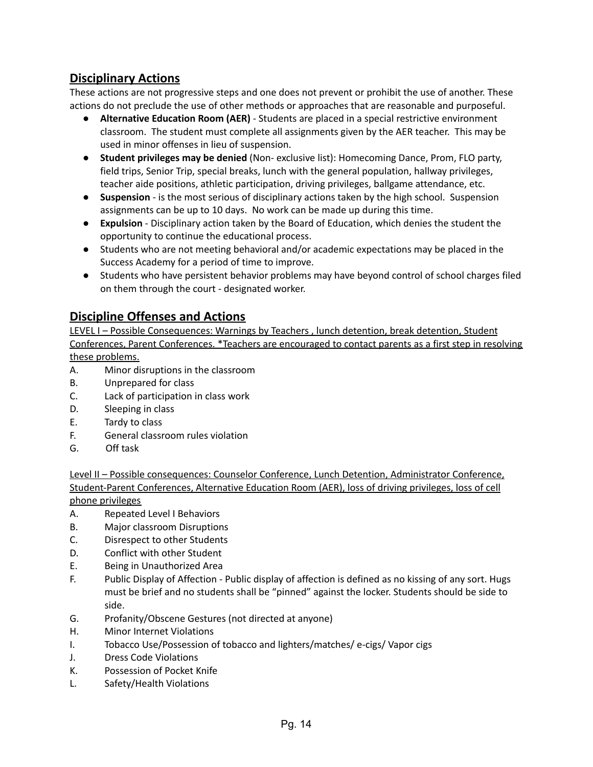## Disciplinary Actions

These actions are not progressive steps and one does not prevent or prohibit the use of another. These actions do not preclude the use of other methods or approaches that are reasonable and purposeful.

- **Alternative Education Room (AER)** - Students are placed in a special restrictive environment classroom. The student must complete all assignments given by the AER teacher. This may be used in minor offenses in lieu of suspension.
- **Student privileges may be denied** (Non- exclusive list): Homecoming Dance, Prom, FLO party, field trips, Senior Trip, special breaks, lunch with the general population, hallway privileges, teacher aide positions, athletic participation, driving privileges, ballgame attendance, etc.
- **Suspension** - is the most serious of disciplinary actions taken by the high school. Suspension assignments can be up to 10 days. No work can be made up during this time.
- **Expulsion** - Disciplinary action taken by the Board of Education, which denies the student the opportunity to continue the educational process.
- Students who are not meeting behavioral and/or academic expectations may be placed in the Success Academy for a period of time to improve.
- Students who have persistent behavior problems may have beyond control of school charges filed on them through the court - designated worker.

## Discipline Offenses and Actions

<u>LEVEL I – Possible Consequences: Warnings by Teachers , lunch detention, break detention, Student Conferences, Parent Conferences. *Teachers are encouraged to contact parents as a first step in resolving these problems.</u>

A. Minor disruptions in the classroom
B. Unprepared for class
C. Lack of participation in class work
D. Sleeping in class
E. Tardy to class
F. General classroom rules violation
G. Off task

<u>Level II – Possible consequences: Counselor Conference, Lunch Detention, Administrator Conference, Student-Parent Conferences, Alternative Education Room (AER), loss of driving privileges, loss of cell phone privileges</u>

A. Repeated Level I Behaviors
B. Major classroom Disruptions
C. Disrespect to other Students
D. Conflict with other Student
E. Being in Unauthorized Area
F. Public Display of Affection - Public display of affection is defined as no kissing of any sort. Hugs must be brief and no students shall be "pinned" against the locker. Students should be side to side.
G. Profanity/Obscene Gestures (not directed at anyone)
H. Minor Internet Violations
I. Tobacco Use/Possession of tobacco and lighters/matches/ e-cigs/ Vapor cigs
J. Dress Code Violations
K. Possession of Pocket Knife
L. Safety/Health Violations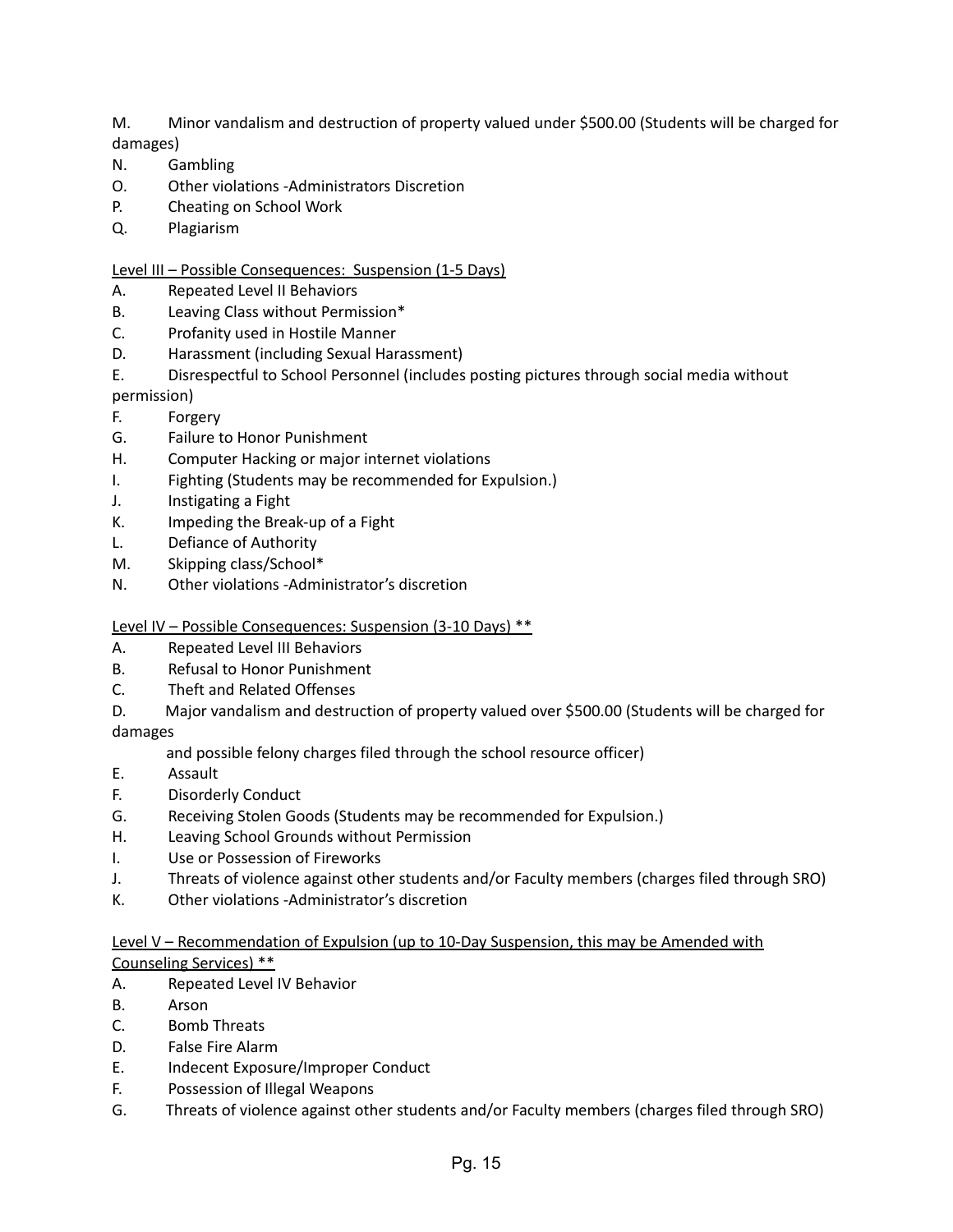M. Minor vandalism and destruction of property valued under $500.00 (Students will be charged for damages)
N. Gambling
O. Other violations -Administrators Discretion
P. Cheating on School Work
Q. Plagiarism

<u>Level III – Possible Consequences: Suspension (1-5 Days)</u>

A. Repeated Level II Behaviors
B. Leaving Class without Permission*
C. Profanity used in Hostile Manner
D. Harassment (including Sexual Harassment)
E. Disrespectful to School Personnel (includes posting pictures through social media without permission)
F. Forgery
G. Failure to Honor Punishment
H. Computer Hacking or major internet violations
I. Fighting (Students may be recommended for Expulsion.)
J. Instigating a Fight
K. Impeding the Break-up of a Fight
L. Defiance of Authority
M. Skipping class/School*
N. Other violations -Administrator's discretion

<u>Level IV – Possible Consequences: Suspension (3-10 Days) **</u>

A. Repeated Level III Behaviors
B. Refusal to Honor Punishment
C. Theft and Related Offenses
D. Major vandalism and destruction of property valued over $500.00 (Students will be charged for damages
and possible felony charges filed through the school resource officer)
E. Assault
F. Disorderly Conduct
G. Receiving Stolen Goods (Students may be recommended for Expulsion.)
H. Leaving School Grounds without Permission
I. Use or Possession of Fireworks
J. Threats of violence against other students and/or Faculty members (charges filed through SRO)
K. Other violations -Administrator's discretion

<u>Level V – Recommendation of Expulsion (up to 10-Day Suspension, this may be Amended with Counseling Services) **</u>

A. Repeated Level IV Behavior
B. Arson
C. Bomb Threats
D. False Fire Alarm
E. Indecent Exposure/Improper Conduct
F. Possession of Illegal Weapons
G. Threats of violence against other students and/or Faculty members (charges filed through SRO)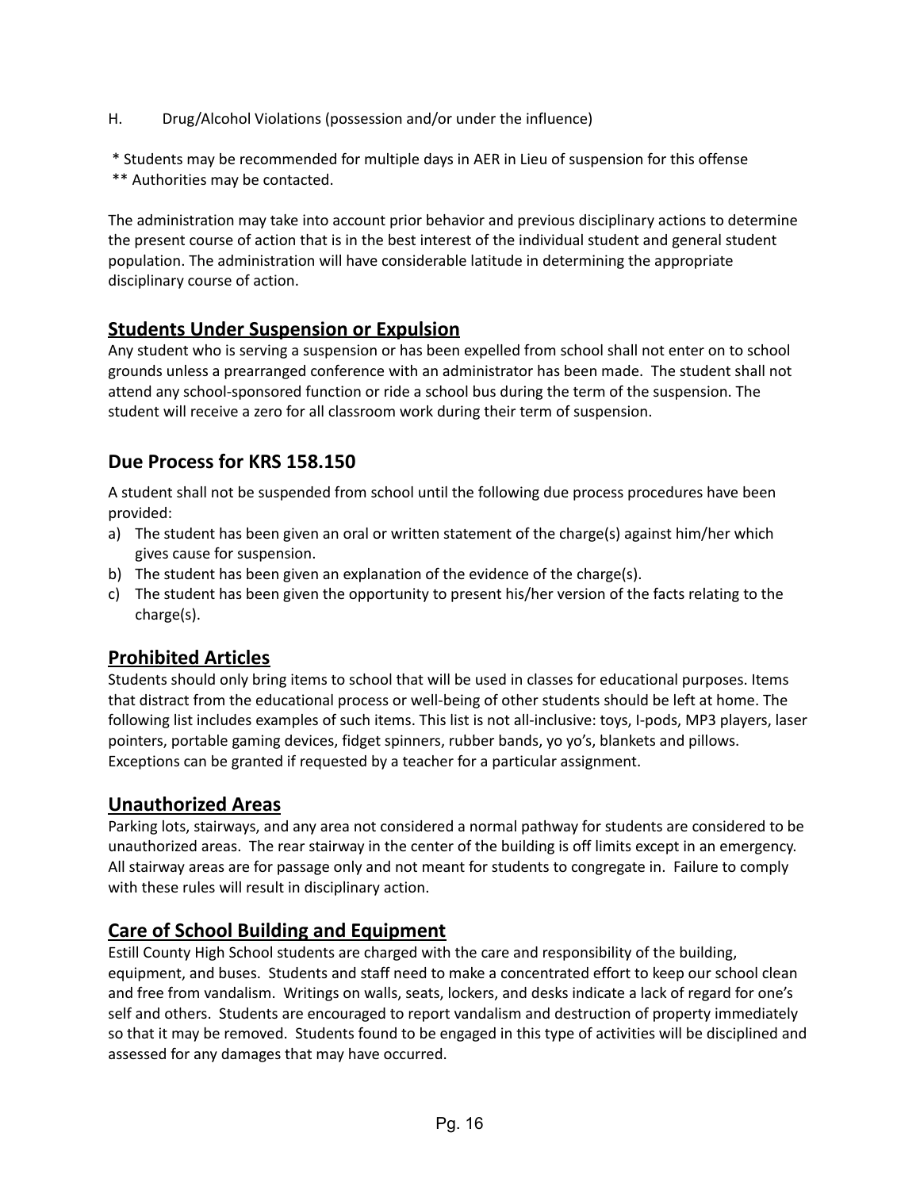H. Drug/Alcohol Violations (possession and/or under the influence)

\* Students may be recommended for multiple days in AER in Lieu of suspension for this offense
\*\* Authorities may be contacted.

The administration may take into account prior behavior and previous disciplinary actions to determine the present course of action that is in the best interest of the individual student and general student population. The administration will have considerable latitude in determining the appropriate disciplinary course of action.

## Students Under Suspension or Expulsion

Any student who is serving a suspension or has been expelled from school shall not enter on to school grounds unless a prearranged conference with an administrator has been made. The student shall not attend any school-sponsored function or ride a school bus during the term of the suspension. The student will receive a zero for all classroom work during their term of suspension.

## Due Process for KRS 158.150

A student shall not be suspended from school until the following due process procedures have been provided:

a) The student has been given an oral or written statement of the charge(s) against him/her which gives cause for suspension.
b) The student has been given an explanation of the evidence of the charge(s).
c) The student has been given the opportunity to present his/her version of the facts relating to the charge(s).

## Prohibited Articles

Students should only bring items to school that will be used in classes for educational purposes. Items that distract from the educational process or well-being of other students should be left at home. The following list includes examples of such items. This list is not all-inclusive: toys, I-pods, MP3 players, laser pointers, portable gaming devices, fidget spinners, rubber bands, yo yo's, blankets and pillows. Exceptions can be granted if requested by a teacher for a particular assignment.

## Unauthorized Areas

Parking lots, stairways, and any area not considered a normal pathway for students are considered to be unauthorized areas. The rear stairway in the center of the building is off limits except in an emergency. All stairway areas are for passage only and not meant for students to congregate in. Failure to comply with these rules will result in disciplinary action.

## Care of School Building and Equipment

Estill County High School students are charged with the care and responsibility of the building, equipment, and buses. Students and staff need to make a concentrated effort to keep our school clean and free from vandalism. Writings on walls, seats, lockers, and desks indicate a lack of regard for one's self and others. Students are encouraged to report vandalism and destruction of property immediately so that it may be removed. Students found to be engaged in this type of activities will be disciplined and assessed for any damages that may have occurred.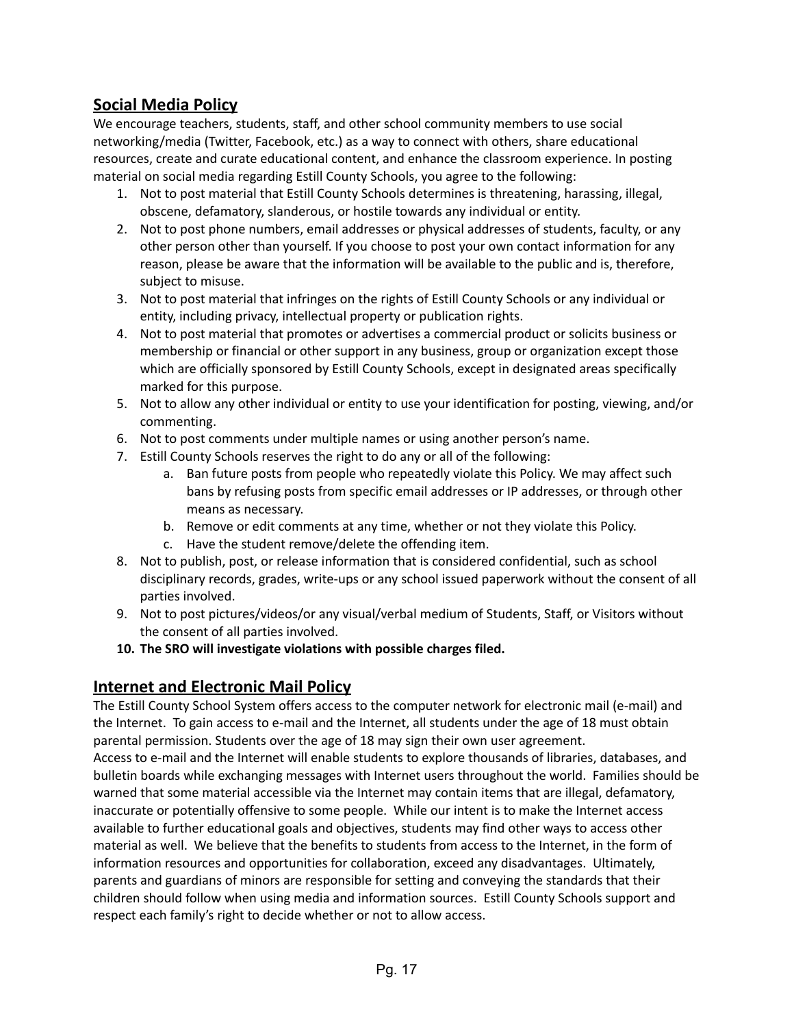## Social Media Policy

We encourage teachers, students, staff, and other school community members to use social networking/media (Twitter, Facebook, etc.) as a way to connect with others, share educational resources, create and curate educational content, and enhance the classroom experience. In posting material on social media regarding Estill County Schools, you agree to the following:

1. Not to post material that Estill County Schools determines is threatening, harassing, illegal, obscene, defamatory, slanderous, or hostile towards any individual or entity.
2. Not to post phone numbers, email addresses or physical addresses of students, faculty, or any other person other than yourself. If you choose to post your own contact information for any reason, please be aware that the information will be available to the public and is, therefore, subject to misuse.
3. Not to post material that infringes on the rights of Estill County Schools or any individual or entity, including privacy, intellectual property or publication rights.
4. Not to post material that promotes or advertises a commercial product or solicits business or membership or financial or other support in any business, group or organization except those which are officially sponsored by Estill County Schools, except in designated areas specifically marked for this purpose.
5. Not to allow any other individual or entity to use your identification for posting, viewing, and/or commenting.
6. Not to post comments under multiple names or using another person's name.
7. Estill County Schools reserves the right to do any or all of the following:
    a. Ban future posts from people who repeatedly violate this Policy. We may affect such bans by refusing posts from specific email addresses or IP addresses, or through other means as necessary.
    b. Remove or edit comments at any time, whether or not they violate this Policy.
    c. Have the student remove/delete the offending item.
8. Not to publish, post, or release information that is considered confidential, such as school disciplinary records, grades, write-ups or any school issued paperwork without the consent of all parties involved.
9. Not to post pictures/videos/or any visual/verbal medium of Students, Staff, or Visitors without the consent of all parties involved.
10. **The SRO will investigate violations with possible charges filed.**

## Internet and Electronic Mail Policy

The Estill County School System offers access to the computer network for electronic mail (e-mail) and the Internet. To gain access to e-mail and the Internet, all students under the age of 18 must obtain parental permission. Students over the age of 18 may sign their own user agreement.

Access to e-mail and the Internet will enable students to explore thousands of libraries, databases, and bulletin boards while exchanging messages with Internet users throughout the world. Families should be warned that some material accessible via the Internet may contain items that are illegal, defamatory, inaccurate or potentially offensive to some people. While our intent is to make the Internet access available to further educational goals and objectives, students may find other ways to access other material as well. We believe that the benefits to students from access to the Internet, in the form of information resources and opportunities for collaboration, exceed any disadvantages. Ultimately, parents and guardians of minors are responsible for setting and conveying the standards that their children should follow when using media and information sources. Estill County Schools support and respect each family's right to decide whether or not to allow access.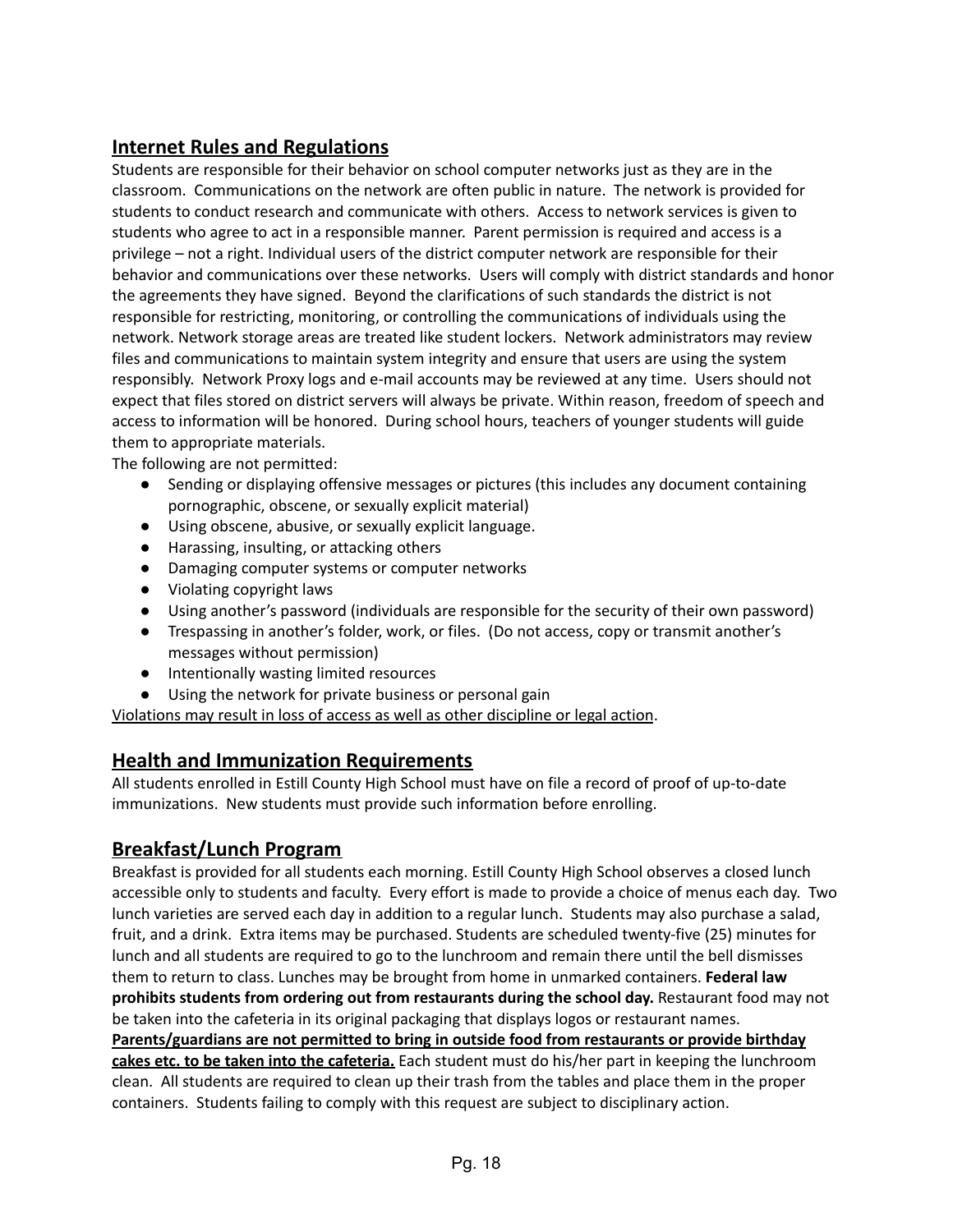## Internet Rules and Regulations

Students are responsible for their behavior on school computer networks just as they are in the classroom. Communications on the network are often public in nature. The network is provided for students to conduct research and communicate with others. Access to network services is given to students who agree to act in a responsible manner. Parent permission is required and access is a privilege – not a right. Individual users of the district computer network are responsible for their behavior and communications over these networks. Users will comply with district standards and honor the agreements they have signed. Beyond the clarifications of such standards the district is not responsible for restricting, monitoring, or controlling the communications of individuals using the network. Network storage areas are treated like student lockers. Network administrators may review files and communications to maintain system integrity and ensure that users are using the system responsibly. Network Proxy logs and e-mail accounts may be reviewed at any time. Users should not expect that files stored on district servers will always be private. Within reason, freedom of speech and access to information will be honored. During school hours, teachers of younger students will guide them to appropriate materials.

The following are not permitted:

- Sending or displaying offensive messages or pictures (this includes any document containing pornographic, obscene, or sexually explicit material)
- Using obscene, abusive, or sexually explicit language.
- Harassing, insulting, or attacking others
- Damaging computer systems or computer networks
- Violating copyright laws
- Using another's password (individuals are responsible for the security of their own password)
- Trespassing in another's folder, work, or files. (Do not access, copy or transmit another's messages without permission)
- Intentionally wasting limited resources
- Using the network for private business or personal gain

<u>Violations may result in loss of access as well as other discipline or legal action</u>.

## Health and Immunization Requirements

All students enrolled in Estill County High School must have on file a record of proof of up-to-date immunizations. New students must provide such information before enrolling.

## Breakfast/Lunch Program

Breakfast is provided for all students each morning. Estill County High School observes a closed lunch accessible only to students and faculty. Every effort is made to provide a choice of menus each day. Two lunch varieties are served each day in addition to a regular lunch. Students may also purchase a salad, fruit, and a drink. Extra items may be purchased. Students are scheduled twenty-five (25) minutes for lunch and all students are required to go to the lunchroom and remain there until the bell dismisses them to return to class. Lunches may be brought from home in unmarked containers. **Federal law prohibits students from ordering out from restaurants during the school day.** Restaurant food may not be taken into the cafeteria in its original packaging that displays logos or restaurant names. **<u>Parents/guardians are not permitted to bring in outside food from restaurants or provide birthday cakes etc. to be taken into the cafeteria.</u>** Each student must do his/her part in keeping the lunchroom clean. All students are required to clean up their trash from the tables and place them in the proper containers. Students failing to comply with this request are subject to disciplinary action.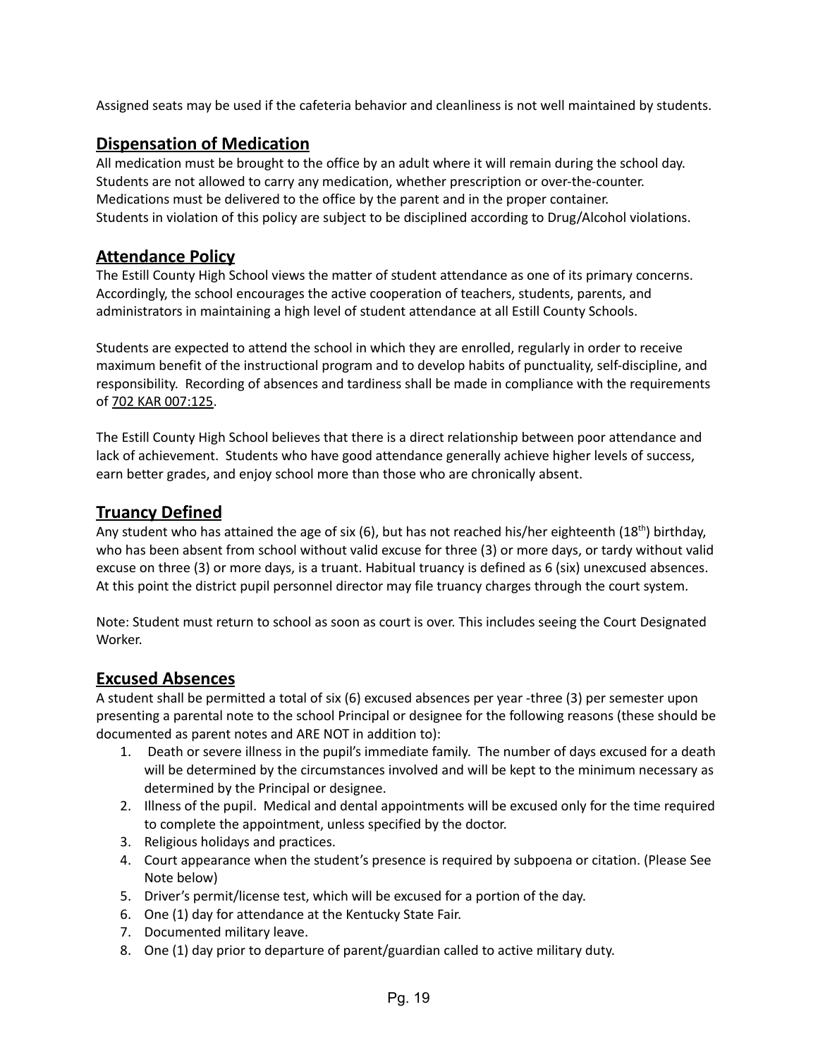Assigned seats may be used if the cafeteria behavior and cleanliness is not well maintained by students.

## Dispensation of Medication

All medication must be brought to the office by an adult where it will remain during the school day. Students are not allowed to carry any medication, whether prescription or over-the-counter. Medications must be delivered to the office by the parent and in the proper container. Students in violation of this policy are subject to be disciplined according to Drug/Alcohol violations.

## Attendance Policy

The Estill County High School views the matter of student attendance as one of its primary concerns. Accordingly, the school encourages the active cooperation of teachers, students, parents, and administrators in maintaining a high level of student attendance at all Estill County Schools.

Students are expected to attend the school in which they are enrolled, regularly in order to receive maximum benefit of the instructional program and to develop habits of punctuality, self-discipline, and responsibility. Recording of absences and tardiness shall be made in compliance with the requirements of 702 KAR 007:125.

The Estill County High School believes that there is a direct relationship between poor attendance and lack of achievement. Students who have good attendance generally achieve higher levels of success, earn better grades, and enjoy school more than those who are chronically absent.

## Truancy Defined

Any student who has attained the age of six (6), but has not reached his/her eighteenth (18th) birthday, who has been absent from school without valid excuse for three (3) or more days, or tardy without valid excuse on three (3) or more days, is a truant. Habitual truancy is defined as 6 (six) unexcused absences. At this point the district pupil personnel director may file truancy charges through the court system.

Note: Student must return to school as soon as court is over. This includes seeing the Court Designated Worker.

## Excused Absences

A student shall be permitted a total of six (6) excused absences per year -three (3) per semester upon presenting a parental note to the school Principal or designee for the following reasons (these should be documented as parent notes and ARE NOT in addition to):

1. Death or severe illness in the pupil's immediate family. The number of days excused for a death will be determined by the circumstances involved and will be kept to the minimum necessary as determined by the Principal or designee.
2. Illness of the pupil. Medical and dental appointments will be excused only for the time required to complete the appointment, unless specified by the doctor.
3. Religious holidays and practices.
4. Court appearance when the student's presence is required by subpoena or citation. (Please See Note below)
5. Driver's permit/license test, which will be excused for a portion of the day.
6. One (1) day for attendance at the Kentucky State Fair.
7. Documented military leave.
8. One (1) day prior to departure of parent/guardian called to active military duty.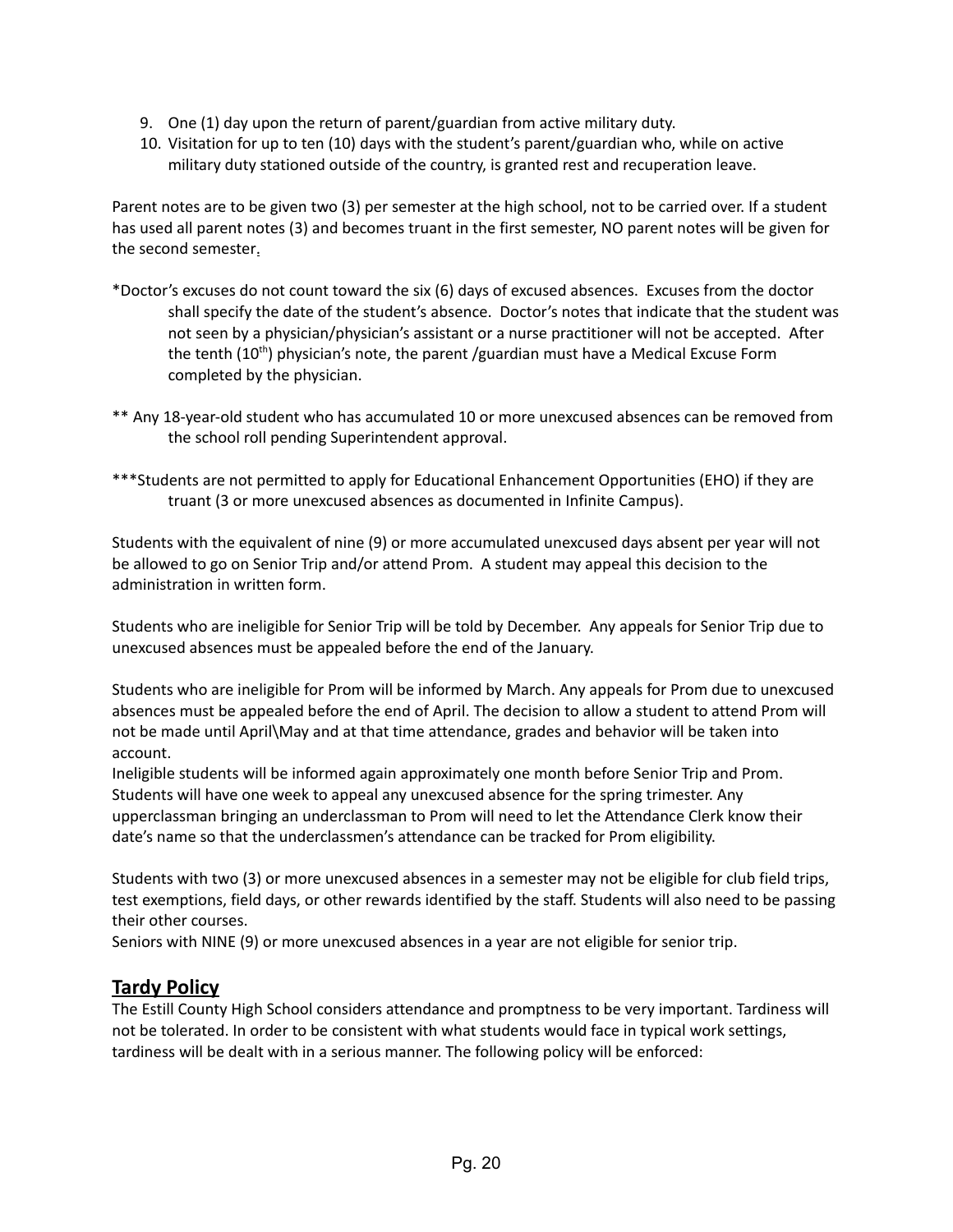9. One (1) day upon the return of parent/guardian from active military duty.
10. Visitation for up to ten (10) days with the student's parent/guardian who, while on active military duty stationed outside of the country, is granted rest and recuperation leave.

Parent notes are to be given two (3) per semester at the high school, not to be carried over. If a student has used all parent notes (3) and becomes truant in the first semester, NO parent notes will be given for the second semester.

*Doctor's excuses do not count toward the six (6) days of excused absences. Excuses from the doctor shall specify the date of the student's absence. Doctor's notes that indicate that the student was not seen by a physician/physician's assistant or a nurse practitioner will not be accepted. After the tenth (10th) physician's note, the parent /guardian must have a Medical Excuse Form completed by the physician.

** Any 18-year-old student who has accumulated 10 or more unexcused absences can be removed from the school roll pending Superintendent approval.

***Students are not permitted to apply for Educational Enhancement Opportunities (EHO) if they are truant (3 or more unexcused absences as documented in Infinite Campus).

Students with the equivalent of nine (9) or more accumulated unexcused days absent per year will not be allowed to go on Senior Trip and/or attend Prom. A student may appeal this decision to the administration in written form.

Students who are ineligible for Senior Trip will be told by December. Any appeals for Senior Trip due to unexcused absences must be appealed before the end of the January.

Students who are ineligible for Prom will be informed by March. Any appeals for Prom due to unexcused absences must be appealed before the end of April. The decision to allow a student to attend Prom will not be made until April\May and at that time attendance, grades and behavior will be taken into account.
Ineligible students will be informed again approximately one month before Senior Trip and Prom. Students will have one week to appeal any unexcused absence for the spring trimester. Any upperclassman bringing an underclassman to Prom will need to let the Attendance Clerk know their date's name so that the underclassmen's attendance can be tracked for Prom eligibility.

Students with two (3) or more unexcused absences in a semester may not be eligible for club field trips, test exemptions, field days, or other rewards identified by the staff. Students will also need to be passing their other courses.
Seniors with NINE (9) or more unexcused absences in a year are not eligible for senior trip.

## **Tardy Policy**

The Estill County High School considers attendance and promptness to be very important. Tardiness will not be tolerated. In order to be consistent with what students would face in typical work settings, tardiness will be dealt with in a serious manner. The following policy will be enforced: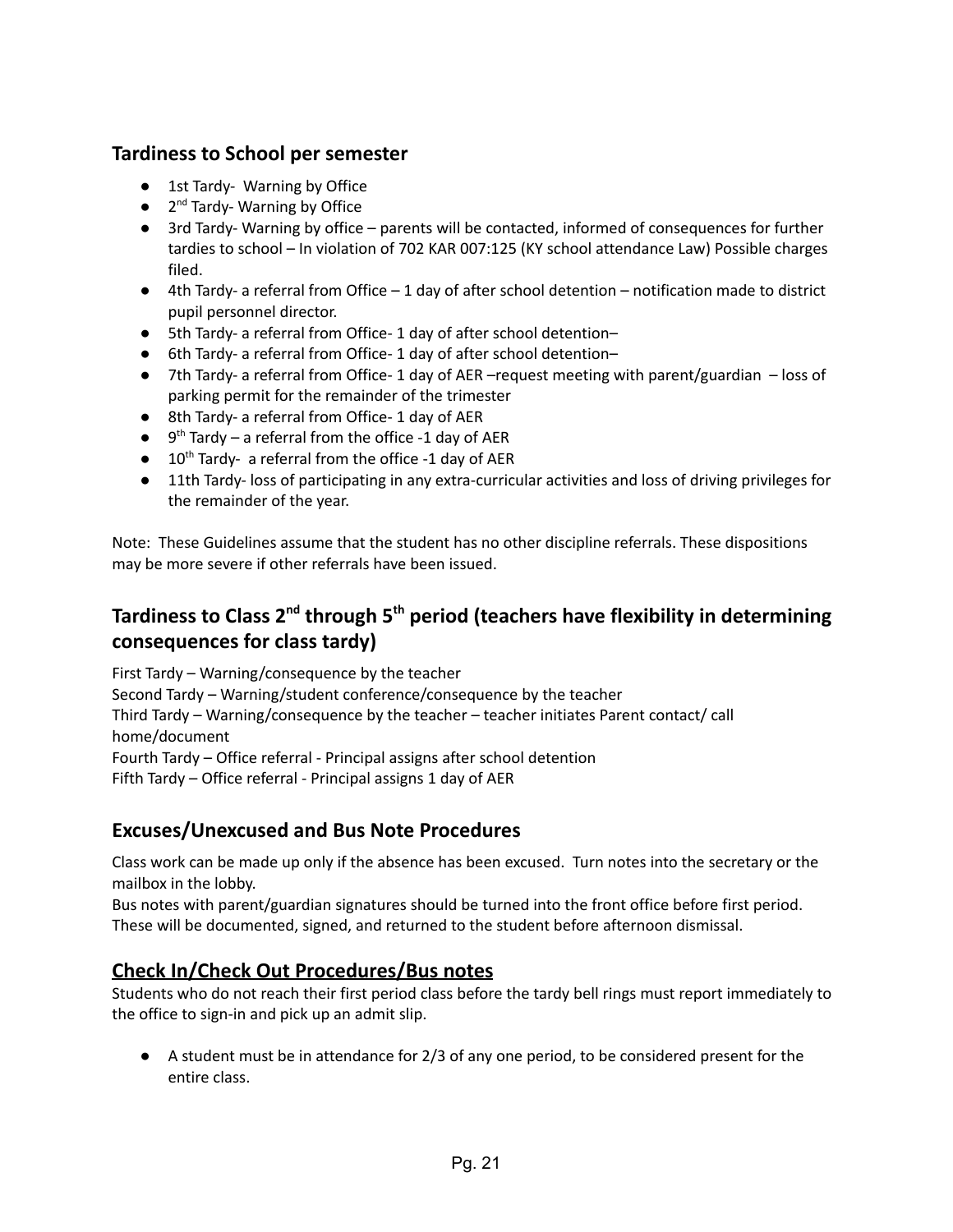## Tardiness to School per semester

- 1st Tardy- Warning by Office
- 2nd Tardy- Warning by Office
- 3rd Tardy- Warning by office – parents will be contacted, informed of consequences for further tardies to school – In violation of 702 KAR 007:125 (KY school attendance Law) Possible charges filed.
- 4th Tardy- a referral from Office – 1 day of after school detention – notification made to district pupil personnel director.
- 5th Tardy- a referral from Office- 1 day of after school detention–
- 6th Tardy- a referral from Office- 1 day of after school detention–
- 7th Tardy- a referral from Office- 1 day of AER –request meeting with parent/guardian – loss of parking permit for the remainder of the trimester
- 8th Tardy- a referral from Office- 1 day of AER
- 9th Tardy – a referral from the office -1 day of AER
- 10th Tardy- a referral from the office -1 day of AER
- 11th Tardy- loss of participating in any extra-curricular activities and loss of driving privileges for the remainder of the year.

Note: These Guidelines assume that the student has no other discipline referrals. These dispositions may be more severe if other referrals have been issued.

## Tardiness to Class 2nd through 5th period (teachers have flexibility in determining consequences for class tardy)

First Tardy – Warning/consequence by the teacher
Second Tardy – Warning/student conference/consequence by the teacher
Third Tardy – Warning/consequence by the teacher – teacher initiates Parent contact/ call home/document
Fourth Tardy – Office referral - Principal assigns after school detention
Fifth Tardy – Office referral - Principal assigns 1 day of AER

## Excuses/Unexcused and Bus Note Procedures

Class work can be made up only if the absence has been excused. Turn notes into the secretary or the mailbox in the lobby.
Bus notes with parent/guardian signatures should be turned into the front office before first period. These will be documented, signed, and returned to the student before afternoon dismissal.

## Check In/Check Out Procedures/Bus notes

Students who do not reach their first period class before the tardy bell rings must report immediately to the office to sign-in and pick up an admit slip.

- A student must be in attendance for 2/3 of any one period, to be considered present for the entire class.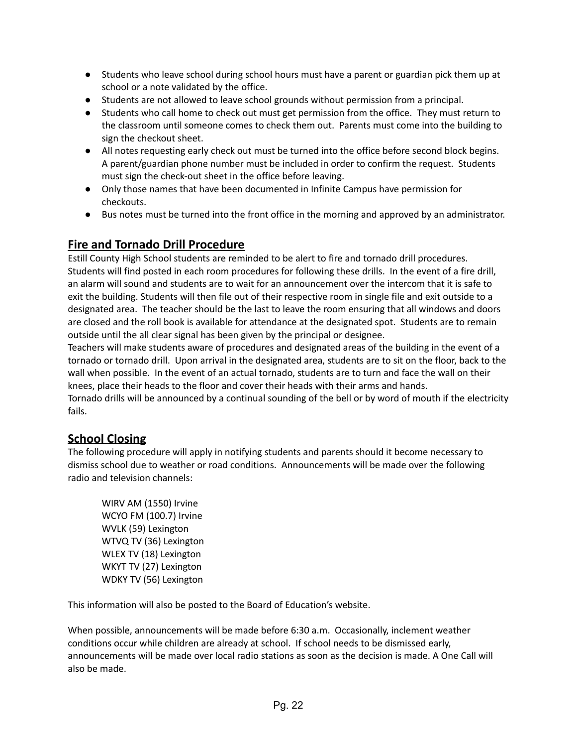- Students who leave school during school hours must have a parent or guardian pick them up at school or a note validated by the office.
- Students are not allowed to leave school grounds without permission from a principal.
- Students who call home to check out must get permission from the office. They must return to the classroom until someone comes to check them out. Parents must come into the building to sign the checkout sheet.
- All notes requesting early check out must be turned into the office before second block begins. A parent/guardian phone number must be included in order to confirm the request. Students must sign the check-out sheet in the office before leaving.
- Only those names that have been documented in Infinite Campus have permission for checkouts.
- Bus notes must be turned into the front office in the morning and approved by an administrator.

## Fire and Tornado Drill Procedure

Estill County High School students are reminded to be alert to fire and tornado drill procedures. Students will find posted in each room procedures for following these drills. In the event of a fire drill, an alarm will sound and students are to wait for an announcement over the intercom that it is safe to exit the building. Students will then file out of their respective room in single file and exit outside to a designated area. The teacher should be the last to leave the room ensuring that all windows and doors are closed and the roll book is available for attendance at the designated spot. Students are to remain outside until the all clear signal has been given by the principal or designee.

Teachers will make students aware of procedures and designated areas of the building in the event of a tornado or tornado drill. Upon arrival in the designated area, students are to sit on the floor, back to the wall when possible. In the event of an actual tornado, students are to turn and face the wall on their knees, place their heads to the floor and cover their heads with their arms and hands.

Tornado drills will be announced by a continual sounding of the bell or by word of mouth if the electricity fails.

## School Closing

The following procedure will apply in notifying students and parents should it become necessary to dismiss school due to weather or road conditions. Announcements will be made over the following radio and television channels:

WIRV AM (1550) Irvine
WCYO FM (100.7) Irvine
WVLK (59) Lexington
WTVQ TV (36) Lexington
WLEX TV (18) Lexington
WKYT TV (27) Lexington
WDKY TV (56) Lexington

This information will also be posted to the Board of Education's website.

When possible, announcements will be made before 6:30 a.m. Occasionally, inclement weather conditions occur while children are already at school. If school needs to be dismissed early, announcements will be made over local radio stations as soon as the decision is made. A One Call will also be made.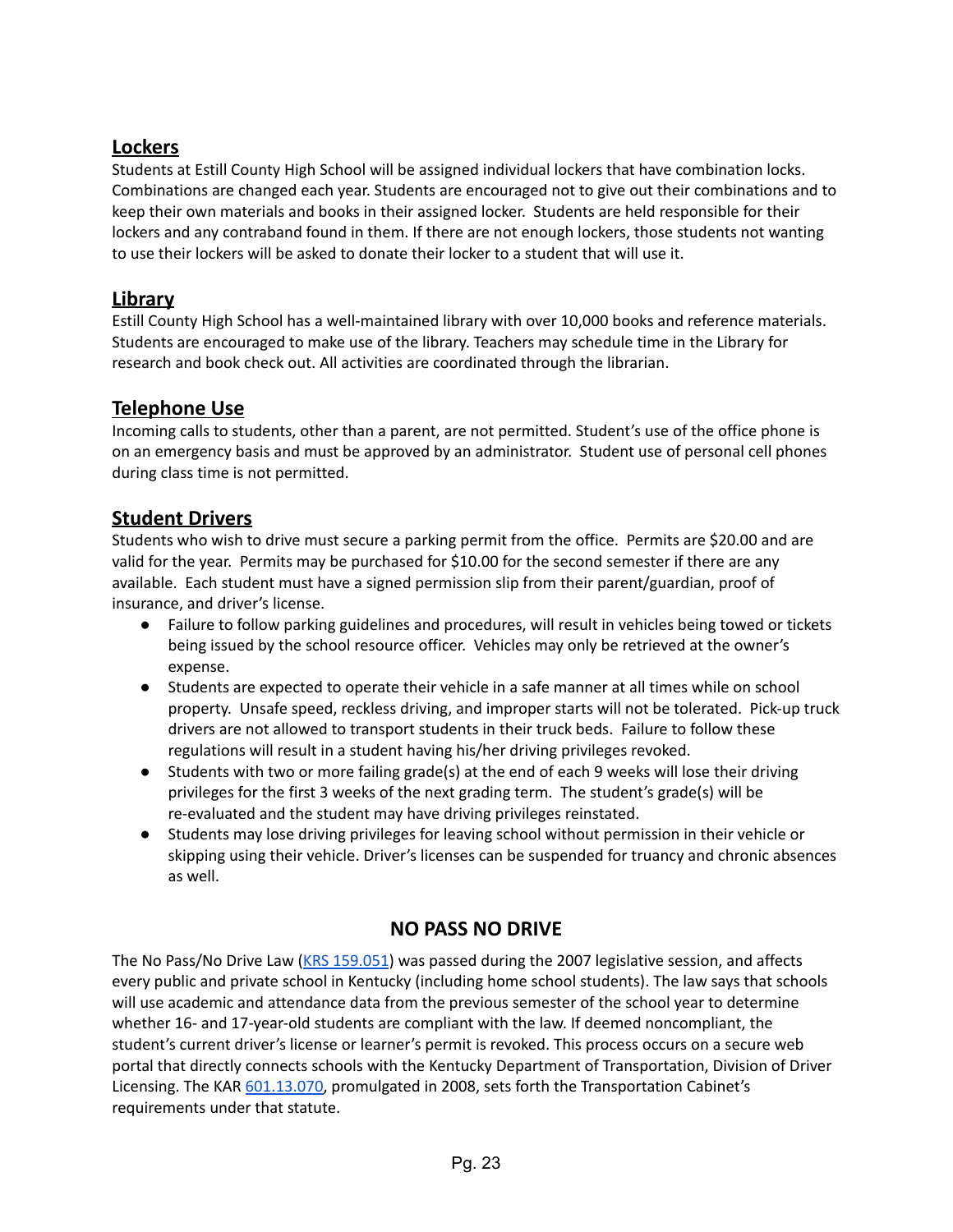## Lockers

Students at Estill County High School will be assigned individual lockers that have combination locks. Combinations are changed each year. Students are encouraged not to give out their combinations and to keep their own materials and books in their assigned locker. Students are held responsible for their lockers and any contraband found in them. If there are not enough lockers, those students not wanting to use their lockers will be asked to donate their locker to a student that will use it.

## Library

Estill County High School has a well-maintained library with over 10,000 books and reference materials. Students are encouraged to make use of the library. Teachers may schedule time in the Library for research and book check out. All activities are coordinated through the librarian.

## Telephone Use

Incoming calls to students, other than a parent, are not permitted. Student's use of the office phone is on an emergency basis and must be approved by an administrator. Student use of personal cell phones during class time is not permitted.

## Student Drivers

Students who wish to drive must secure a parking permit from the office. Permits are $20.00 and are valid for the year. Permits may be purchased for $10.00 for the second semester if there are any available. Each student must have a signed permission slip from their parent/guardian, proof of insurance, and driver's license.

- Failure to follow parking guidelines and procedures, will result in vehicles being towed or tickets being issued by the school resource officer. Vehicles may only be retrieved at the owner's expense.
- Students are expected to operate their vehicle in a safe manner at all times while on school property. Unsafe speed, reckless driving, and improper starts will not be tolerated. Pick-up truck drivers are not allowed to transport students in their truck beds. Failure to follow these regulations will result in a student having his/her driving privileges revoked.
- Students with two or more failing grade(s) at the end of each 9 weeks will lose their driving privileges for the first 3 weeks of the next grading term. The student's grade(s) will be re-evaluated and the student may have driving privileges reinstated.
- Students may lose driving privileges for leaving school without permission in their vehicle or skipping using their vehicle. Driver's licenses can be suspended for truancy and chronic absences as well.

## NO PASS NO DRIVE

The No Pass/No Drive Law (KRS 159.051) was passed during the 2007 legislative session, and affects every public and private school in Kentucky (including home school students). The law says that schools will use academic and attendance data from the previous semester of the school year to determine whether 16- and 17-year-old students are compliant with the law. If deemed noncompliant, the student's current driver's license or learner's permit is revoked. This process occurs on a secure web portal that directly connects schools with the Kentucky Department of Transportation, Division of Driver Licensing. The KAR 601.13.070, promulgated in 2008, sets forth the Transportation Cabinet's requirements under that statute.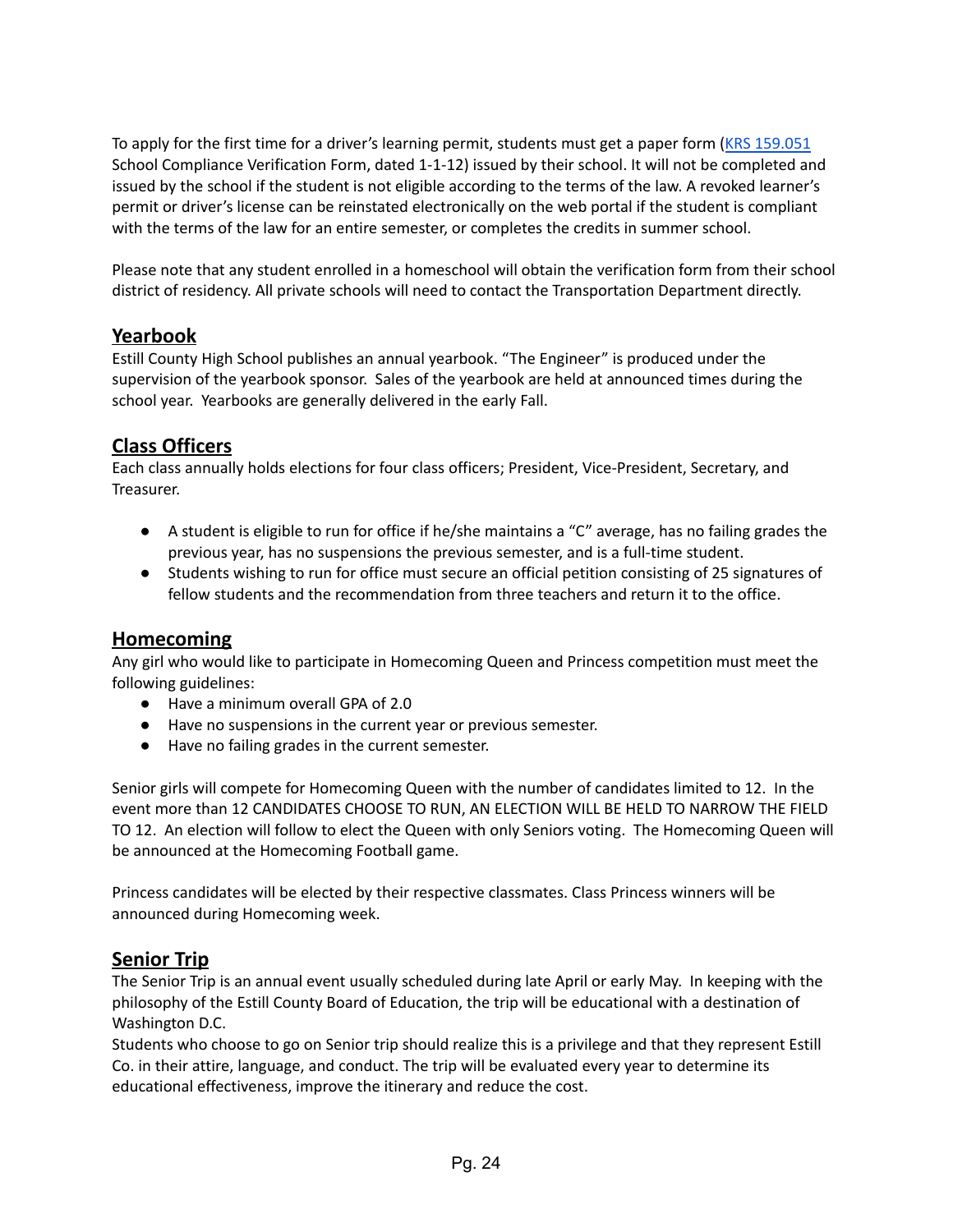To apply for the first time for a driver's learning permit, students must get a paper form ([KRS 159.051](KRS 159.051) School Compliance Verification Form, dated 1-1-12) issued by their school. It will not be completed and issued by the school if the student is not eligible according to the terms of the law. A revoked learner's permit or driver's license can be reinstated electronically on the web portal if the student is compliant with the terms of the law for an entire semester, or completes the credits in summer school.

Please note that any student enrolled in a homeschool will obtain the verification form from their school district of residency. All private schools will need to contact the Transportation Department directly.

## Yearbook

Estill County High School publishes an annual yearbook. "The Engineer" is produced under the supervision of the yearbook sponsor. Sales of the yearbook are held at announced times during the school year. Yearbooks are generally delivered in the early Fall.

## Class Officers

Each class annually holds elections for four class officers; President, Vice-President, Secretary, and Treasurer.

- A student is eligible to run for office if he/she maintains a "C" average, has no failing grades the previous year, has no suspensions the previous semester, and is a full-time student.
- Students wishing to run for office must secure an official petition consisting of 25 signatures of fellow students and the recommendation from three teachers and return it to the office.

## Homecoming

Any girl who would like to participate in Homecoming Queen and Princess competition must meet the following guidelines:

- Have a minimum overall GPA of 2.0
- Have no suspensions in the current year or previous semester.
- Have no failing grades in the current semester.

Senior girls will compete for Homecoming Queen with the number of candidates limited to 12. In the event more than 12 CANDIDATES CHOOSE TO RUN, AN ELECTION WILL BE HELD TO NARROW THE FIELD TO 12. An election will follow to elect the Queen with only Seniors voting. The Homecoming Queen will be announced at the Homecoming Football game.

Princess candidates will be elected by their respective classmates. Class Princess winners will be announced during Homecoming week.

## Senior Trip

The Senior Trip is an annual event usually scheduled during late April or early May. In keeping with the philosophy of the Estill County Board of Education, the trip will be educational with a destination of Washington D.C.

Students who choose to go on Senior trip should realize this is a privilege and that they represent Estill Co. in their attire, language, and conduct. The trip will be evaluated every year to determine its educational effectiveness, improve the itinerary and reduce the cost.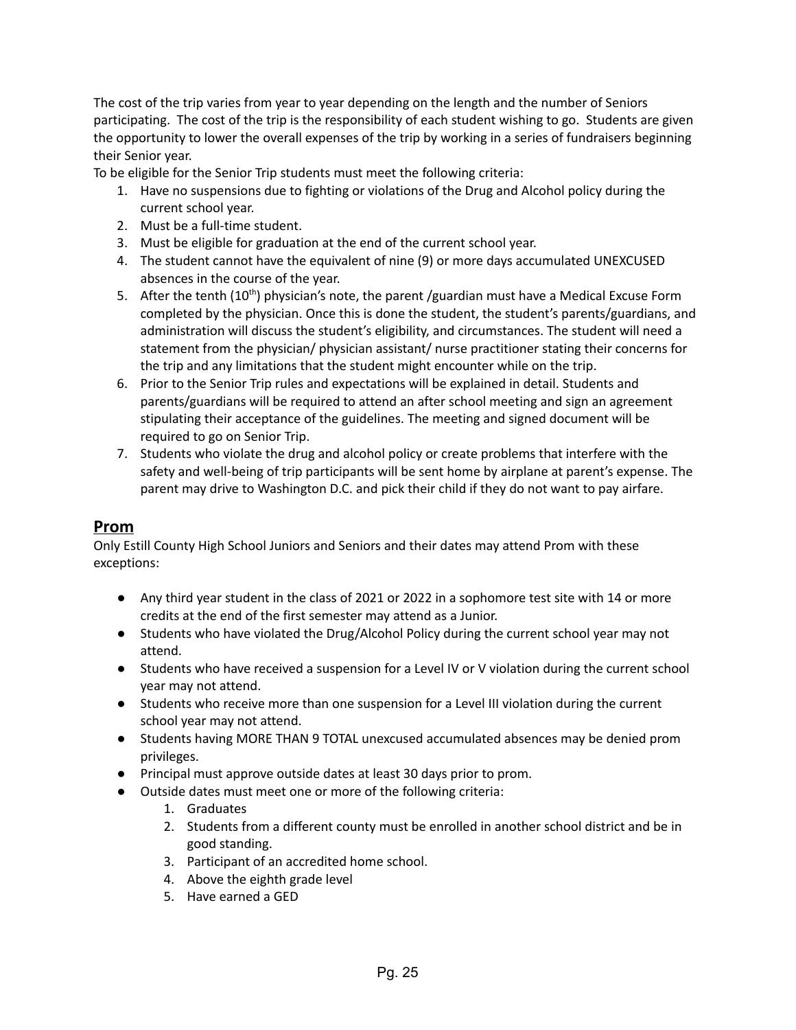The cost of the trip varies from year to year depending on the length and the number of Seniors participating. The cost of the trip is the responsibility of each student wishing to go. Students are given the opportunity to lower the overall expenses of the trip by working in a series of fundraisers beginning their Senior year.

To be eligible for the Senior Trip students must meet the following criteria:

1. Have no suspensions due to fighting or violations of the Drug and Alcohol policy during the current school year.
2. Must be a full-time student.
3. Must be eligible for graduation at the end of the current school year.
4. The student cannot have the equivalent of nine (9) or more days accumulated UNEXCUSED absences in the course of the year.
5. After the tenth (10th) physician's note, the parent /guardian must have a Medical Excuse Form completed by the physician. Once this is done the student, the student's parents/guardians, and administration will discuss the student's eligibility, and circumstances. The student will need a statement from the physician/ physician assistant/ nurse practitioner stating their concerns for the trip and any limitations that the student might encounter while on the trip.
6. Prior to the Senior Trip rules and expectations will be explained in detail. Students and parents/guardians will be required to attend an after school meeting and sign an agreement stipulating their acceptance of the guidelines. The meeting and signed document will be required to go on Senior Trip.
7. Students who violate the drug and alcohol policy or create problems that interfere with the safety and well-being of trip participants will be sent home by airplane at parent's expense. The parent may drive to Washington D.C. and pick their child if they do not want to pay airfare.

## Prom

Only Estill County High School Juniors and Seniors and their dates may attend Prom with these exceptions:

- Any third year student in the class of 2021 or 2022 in a sophomore test site with 14 or more credits at the end of the first semester may attend as a Junior.
- Students who have violated the Drug/Alcohol Policy during the current school year may not attend.
- Students who have received a suspension for a Level IV or V violation during the current school year may not attend.
- Students who receive more than one suspension for a Level III violation during the current school year may not attend.
- Students having MORE THAN 9 TOTAL unexcused accumulated absences may be denied prom privileges.
- Principal must approve outside dates at least 30 days prior to prom.
- Outside dates must meet one or more of the following criteria:
    1. Graduates
    2. Students from a different county must be enrolled in another school district and be in good standing.
    3. Participant of an accredited home school.
    4. Above the eighth grade level
    5. Have earned a GED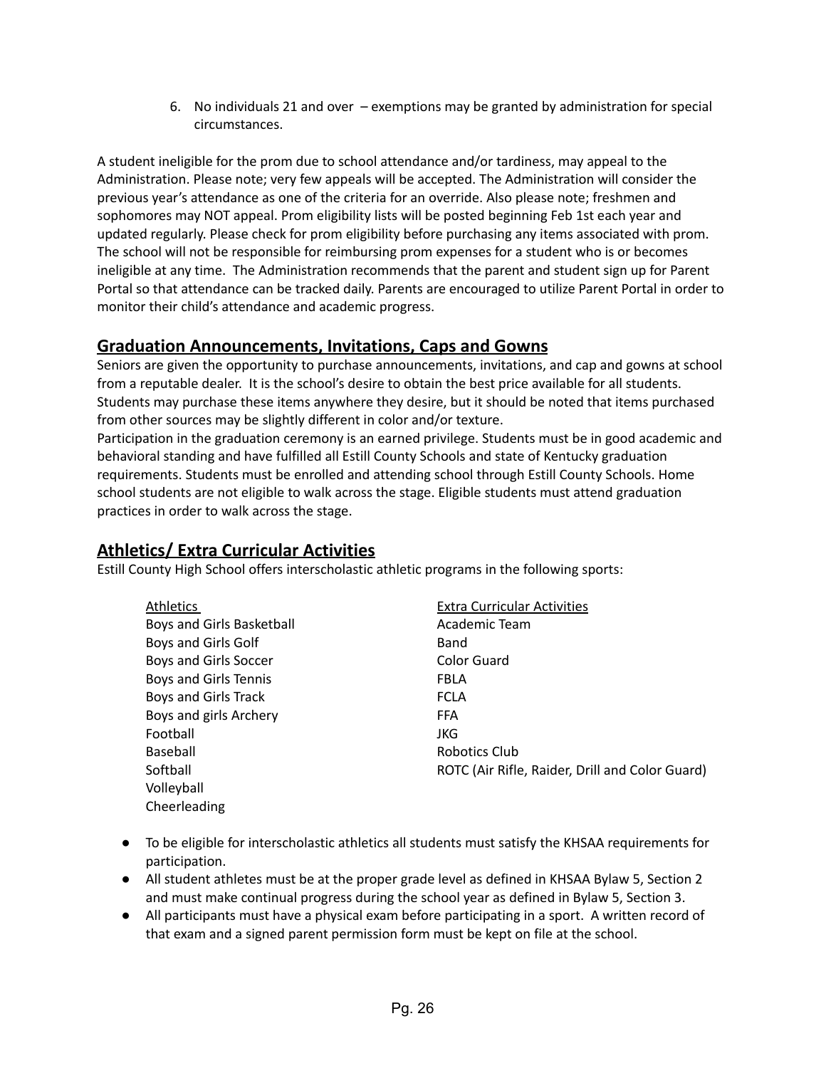6. No individuals 21 and over – exemptions may be granted by administration for special circumstances.

A student ineligible for the prom due to school attendance and/or tardiness, may appeal to the Administration. Please note; very few appeals will be accepted. The Administration will consider the previous year's attendance as one of the criteria for an override. Also please note; freshmen and sophomores may NOT appeal. Prom eligibility lists will be posted beginning Feb 1st each year and updated regularly. Please check for prom eligibility before purchasing any items associated with prom. The school will not be responsible for reimbursing prom expenses for a student who is or becomes ineligible at any time. The Administration recommends that the parent and student sign up for Parent Portal so that attendance can be tracked daily. Parents are encouraged to utilize Parent Portal in order to monitor their child's attendance and academic progress.

## Graduation Announcements, Invitations, Caps and Gowns

Seniors are given the opportunity to purchase announcements, invitations, and cap and gowns at school from a reputable dealer. It is the school's desire to obtain the best price available for all students. Students may purchase these items anywhere they desire, but it should be noted that items purchased from other sources may be slightly different in color and/or texture.

Participation in the graduation ceremony is an earned privilege. Students must be in good academic and behavioral standing and have fulfilled all Estill County Schools and state of Kentucky graduation requirements. Students must be enrolled and attending school through Estill County Schools. Home school students are not eligible to walk across the stage. Eligible students must attend graduation practices in order to walk across the stage.

## Athletics/ Extra Curricular Activities

Estill County High School offers interscholastic athletic programs in the following sports:

| Athletics | Extra Curricular Activities |
|---|---|
| Boys and Girls Basketball | Academic Team |
| Boys and Girls Golf | Band |
| Boys and Girls Soccer | Color Guard |
| Boys and Girls Tennis | FBLA |
| Boys and Girls Track | FCLA |
| Boys and girls Archery | FFA |
| Football | JKG |
| Baseball | Robotics Club |
| Softball | ROTC (Air Rifle, Raider, Drill and Color Guard) |
| Volleyball | |
| Cheerleading | |

- To be eligible for interscholastic athletics all students must satisfy the KHSAA requirements for participation.
- All student athletes must be at the proper grade level as defined in KHSAA Bylaw 5, Section 2 and must make continual progress during the school year as defined in Bylaw 5, Section 3.
- All participants must have a physical exam before participating in a sport. A written record of that exam and a signed parent permission form must be kept on file at the school.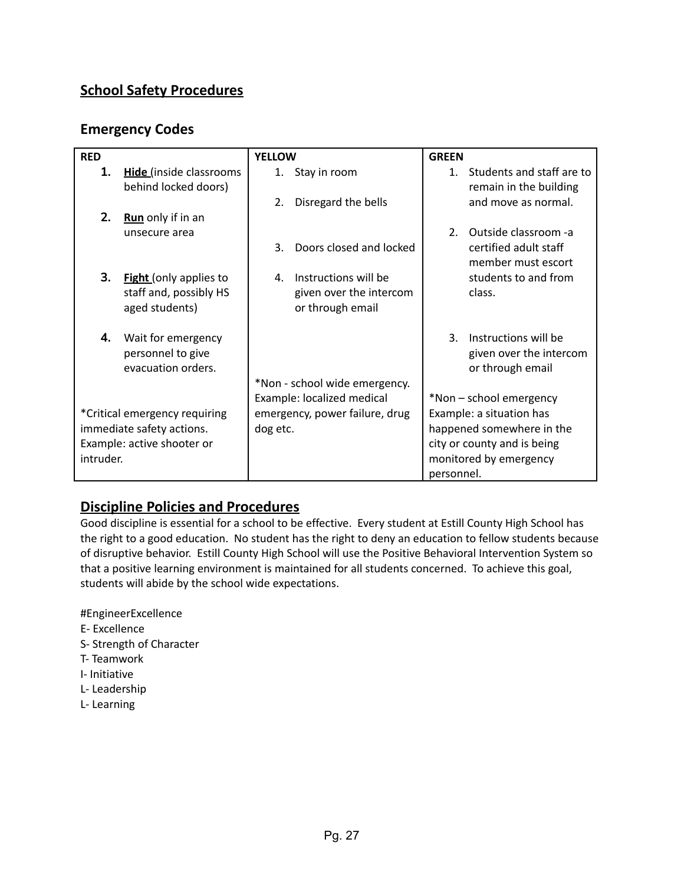## School Safety Procedures

### Emergency Codes

| RED | YELLOW | GREEN |
|---|---|---|
| 1. **Hide** (inside classrooms behind locked doors)<br>2. **Run** only if in an unsecure area<br>3. **Fight** (only applies to staff and, possibly HS aged students)<br>4. Wait for emergency personnel to give evacuation orders.<br><br>*Critical emergency requiring immediate safety actions. Example: active shooter or intruder. | 1. Stay in room<br>2. Disregard the bells<br>3. Doors closed and locked<br>4. Instructions will be given over the intercom or through email<br><br>*Non - school wide emergency. Example: localized medical emergency, power failure, drug dog etc. | 1. Students and staff are to remain in the building and move as normal.<br>2. Outside classroom -a certified adult staff member must escort students to and from class.<br>3. Instructions will be given over the intercom or through email<br><br>*Non – school emergency Example: a situation has happened somewhere in the city or county and is being monitored by emergency personnel. |

## Discipline Policies and Procedures

Good discipline is essential for a school to be effective. Every student at Estill County High School has the right to a good education. No student has the right to deny an education to fellow students because of disruptive behavior. Estill County High School will use the Positive Behavioral Intervention System so that a positive learning environment is maintained for all students concerned. To achieve this goal, students will abide by the school wide expectations.

#EngineerExcellence
E- Excellence
S- Strength of Character
T- Teamwork
I- Initiative
L- Leadership
L- Learning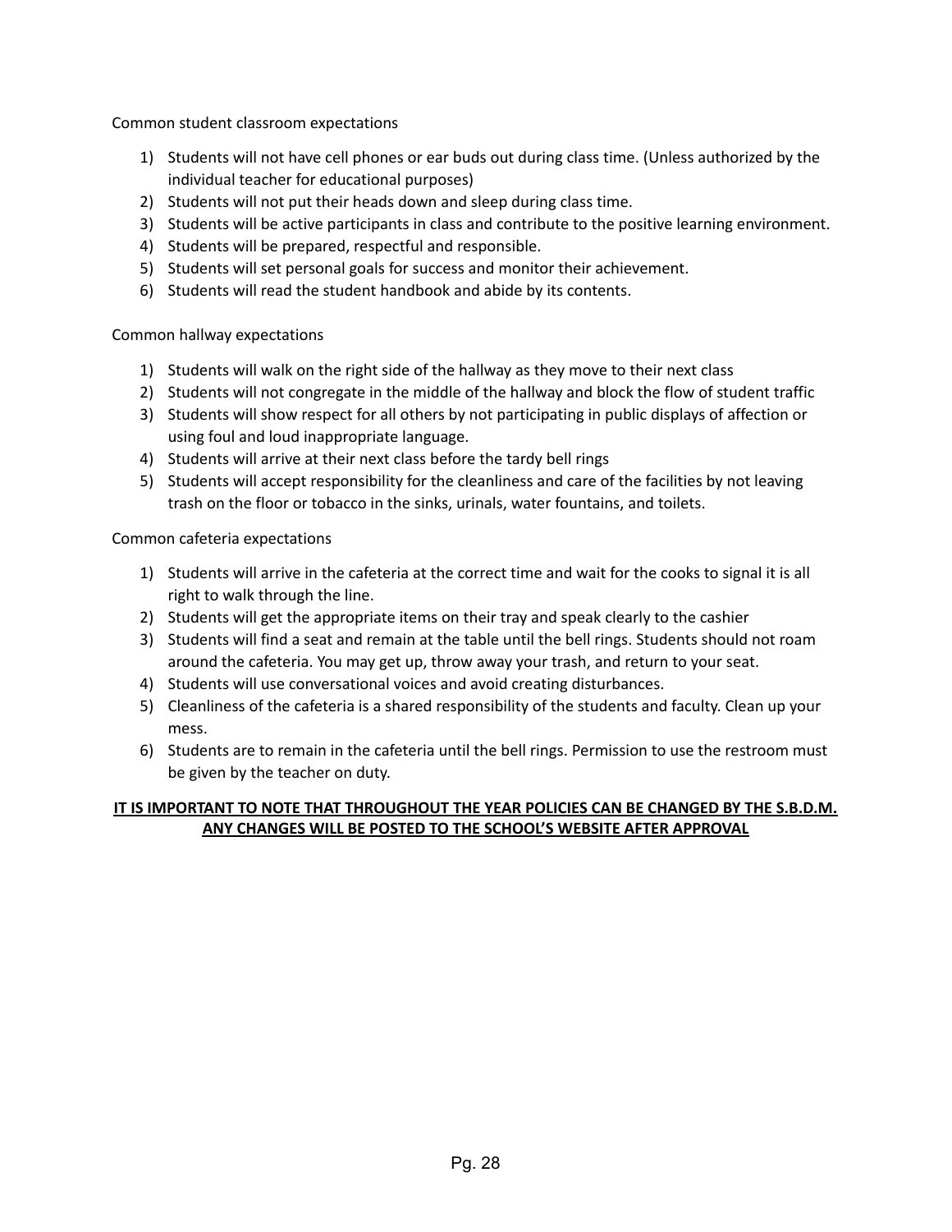Common student classroom expectations

1) Students will not have cell phones or ear buds out during class time. (Unless authorized by the individual teacher for educational purposes)
2) Students will not put their heads down and sleep during class time.
3) Students will be active participants in class and contribute to the positive learning environment.
4) Students will be prepared, respectful and responsible.
5) Students will set personal goals for success and monitor their achievement.
6) Students will read the student handbook and abide by its contents.

Common hallway expectations

1) Students will walk on the right side of the hallway as they move to their next class
2) Students will not congregate in the middle of the hallway and block the flow of student traffic
3) Students will show respect for all others by not participating in public displays of affection or using foul and loud inappropriate language.
4) Students will arrive at their next class before the tardy bell rings
5) Students will accept responsibility for the cleanliness and care of the facilities by not leaving trash on the floor or tobacco in the sinks, urinals, water fountains, and toilets.

Common cafeteria expectations

1) Students will arrive in the cafeteria at the correct time and wait for the cooks to signal it is all right to walk through the line.
2) Students will get the appropriate items on their tray and speak clearly to the cashier
3) Students will find a seat and remain at the table until the bell rings. Students should not roam around the cafeteria. You may get up, throw away your trash, and return to your seat.
4) Students will use conversational voices and avoid creating disturbances.
5) Cleanliness of the cafeteria is a shared responsibility of the students and faculty. Clean up your mess.
6) Students are to remain in the cafeteria until the bell rings. Permission to use the restroom must be given by the teacher on duty.

**<u>IT IS IMPORTANT TO NOTE THAT THROUGHOUT THE YEAR POLICIES CAN BE CHANGED BY THE S.B.D.M. ANY CHANGES WILL BE POSTED TO THE SCHOOL'S WEBSITE AFTER APPROVAL</u>**